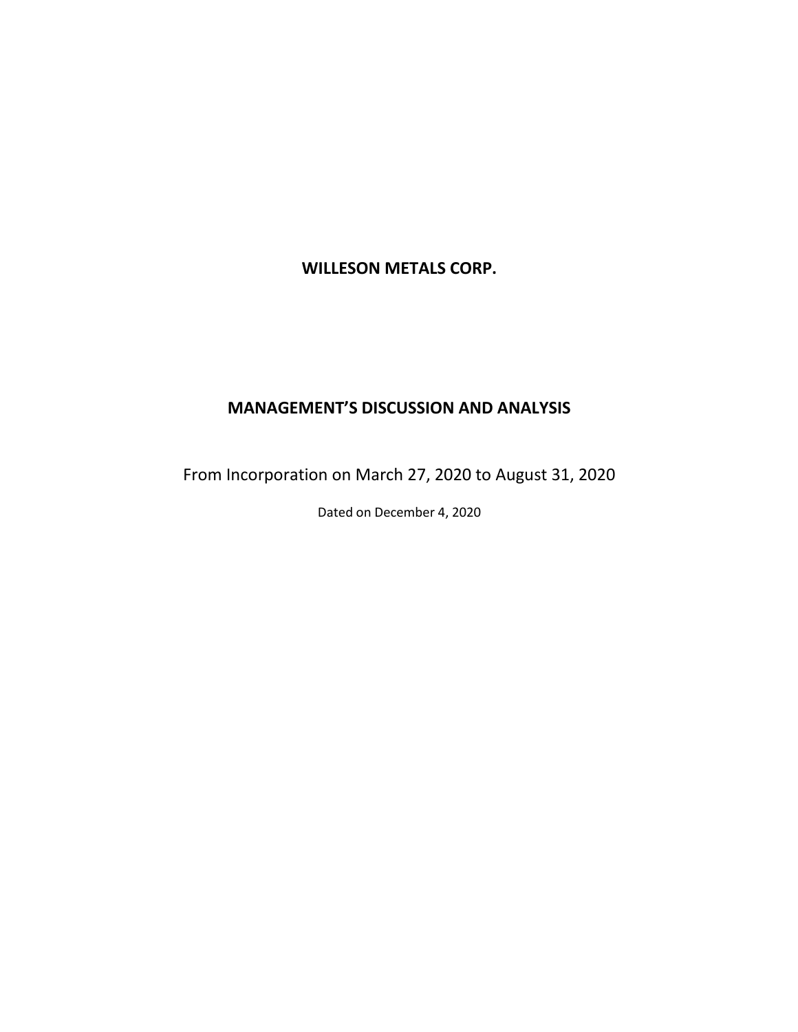# WILLESON METALS CORP.

## MANAGEMENT'S DISCUSSION AND ANALYSIS

From Incorporation on March 27, 2020 to August 31, 2020

Dated on December 4, 2020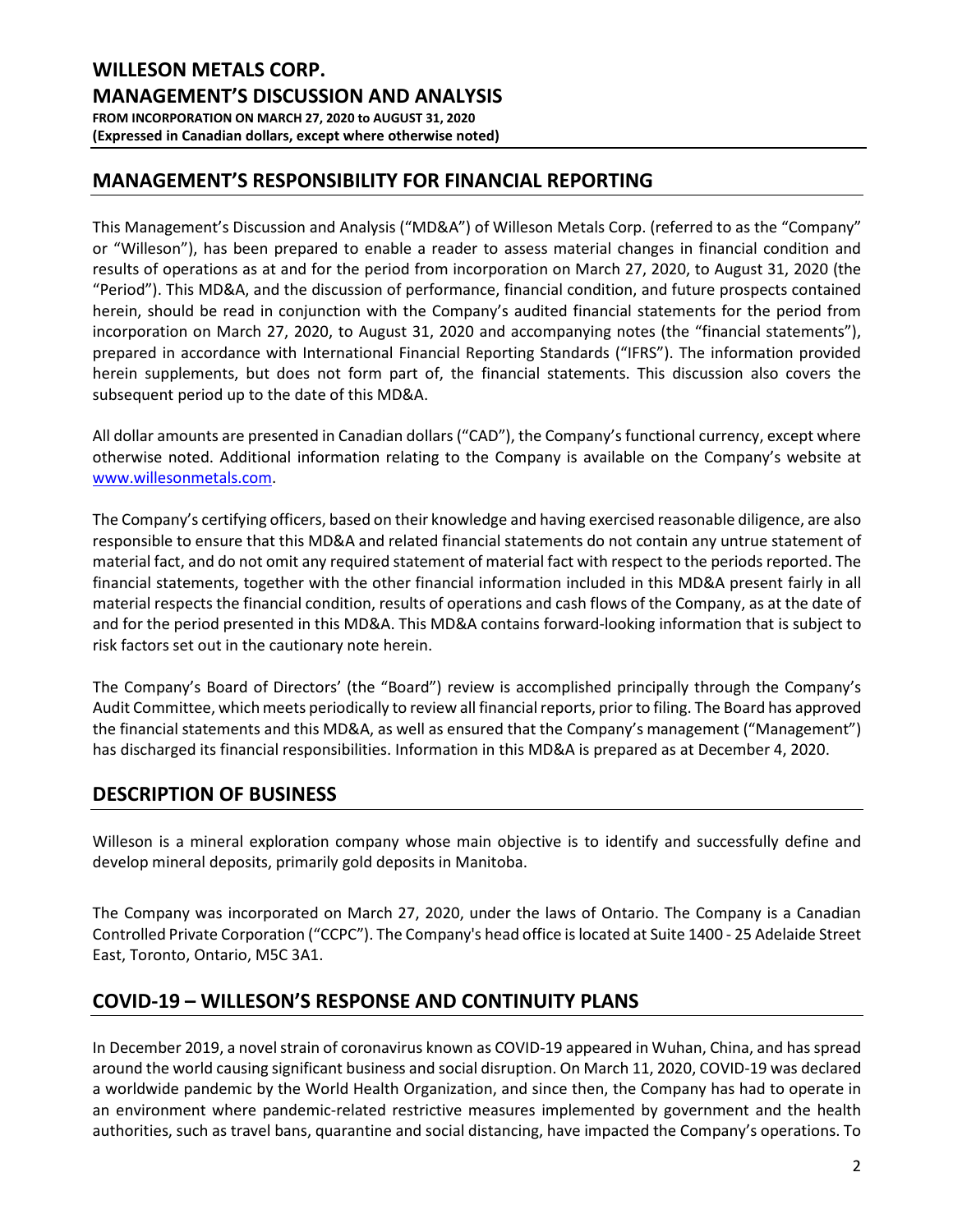## MANAGEMENT'S RESPONSIBILITY FOR FINANCIAL REPORTING

This Management's Discussion and Analysis ("MD&A") of Willeson Metals Corp. (referred to as the "Company" or "Willeson"), has been prepared to enable a reader to assess material changes in financial condition and results of operations as at and for the period from incorporation on March 27, 2020, to August 31, 2020 (the "Period"). This MD&A, and the discussion of performance, financial condition, and future prospects contained herein, should be read in conjunction with the Company's audited financial statements for the period from incorporation on March 27, 2020, to August 31, 2020 and accompanying notes (the "financial statements"), prepared in accordance with International Financial Reporting Standards ("IFRS"). The information provided herein supplements, but does not form part of, the financial statements. This discussion also covers the subsequent period up to the date of this MD&A.

All dollar amounts are presented in Canadian dollars ("CAD"), the Company's functional currency, except where otherwise noted. Additional information relating to the Company is available on the Company's website at www.willesonmetals.com.

The Company's certifying officers, based on their knowledge and having exercised reasonable diligence, are also responsible to ensure that this MD&A and related financial statements do not contain any untrue statement of material fact, and do not omit any required statement of material fact with respect to the periods reported. The financial statements, together with the other financial information included in this MD&A present fairly in all material respects the financial condition, results of operations and cash flows of the Company, as at the date of and for the period presented in this MD&A. This MD&A contains forward-looking information that is subject to risk factors set out in the cautionary note herein.

The Company's Board of Directors' (the "Board") review is accomplished principally through the Company's Audit Committee, which meets periodically to review all financial reports, prior to filing. The Board has approved the financial statements and this MD&A, as well as ensured that the Company's management ("Management") has discharged its financial responsibilities. Information in this MD&A is prepared as at December 4, 2020.

## DESCRIPTION OF BUSINESS

Willeson is a mineral exploration company whose main objective is to identify and successfully define and develop mineral deposits, primarily gold deposits in Manitoba.

The Company was incorporated on March 27, 2020, under the laws of Ontario. The Company is a Canadian Controlled Private Corporation ("CCPC"). The Company's head office is located at Suite 1400 - 25 Adelaide Street East, Toronto, Ontario, M5C 3A1.

## COVID-19 – WILLESON'S RESPONSE AND CONTINUITY PLANS

In December 2019, a novel strain of coronavirus known as COVID-19 appeared in Wuhan, China, and has spread around the world causing significant business and social disruption. On March 11, 2020, COVID-19 was declared a worldwide pandemic by the World Health Organization, and since then, the Company has had to operate in an environment where pandemic-related restrictive measures implemented by government and the health authorities, such as travel bans, quarantine and social distancing, have impacted the Company's operations. To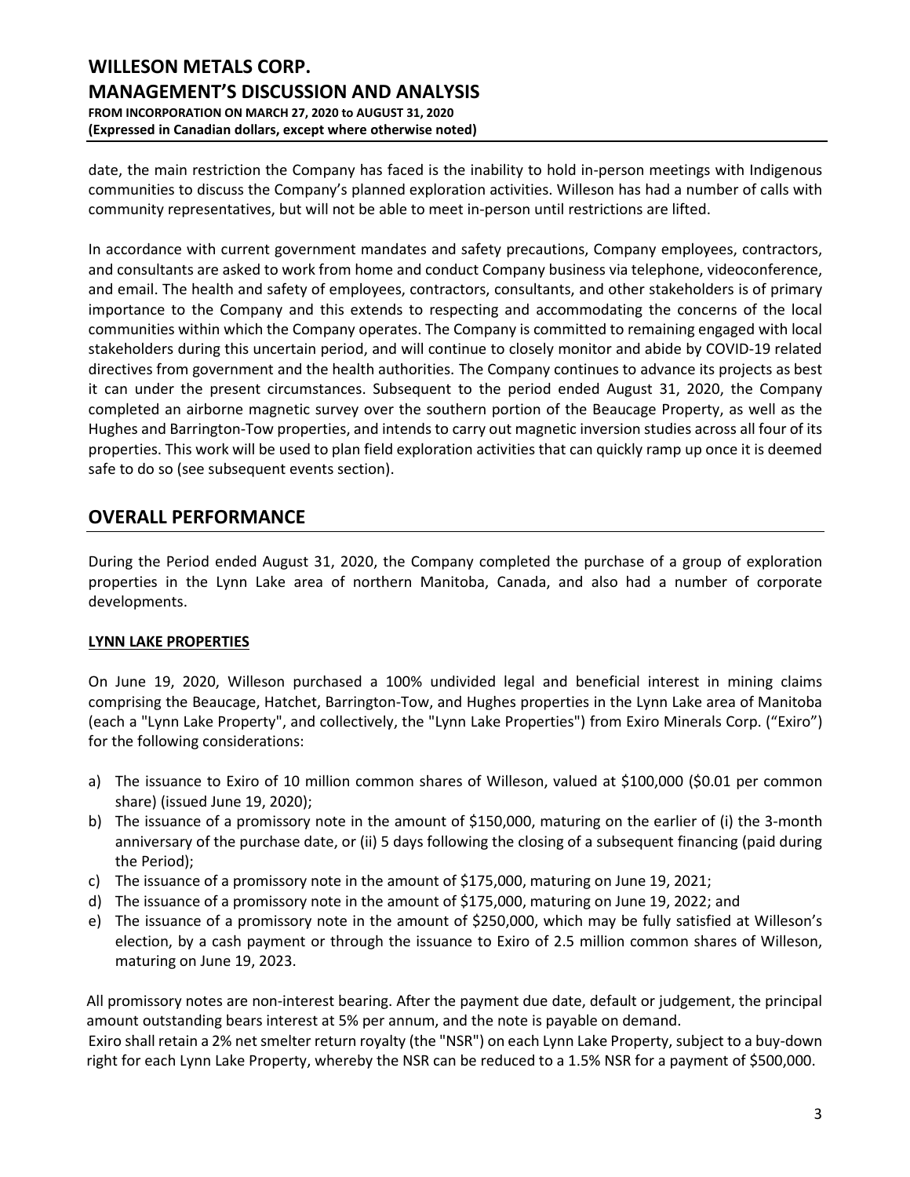date, the main restriction the Company has faced is the inability to hold in-person meetings with Indigenous communities to discuss the Company's planned exploration activities. Willeson has had a number of calls with community representatives, but will not be able to meet in-person until restrictions are lifted.

In accordance with current government mandates and safety precautions, Company employees, contractors, and consultants are asked to work from home and conduct Company business via telephone, videoconference, and email. The health and safety of employees, contractors, consultants, and other stakeholders is of primary importance to the Company and this extends to respecting and accommodating the concerns of the local communities within which the Company operates. The Company is committed to remaining engaged with local stakeholders during this uncertain period, and will continue to closely monitor and abide by COVID-19 related directives from government and the health authorities. The Company continues to advance its projects as best it can under the present circumstances. Subsequent to the period ended August 31, 2020, the Company completed an airborne magnetic survey over the southern portion of the Beaucage Property, as well as the Hughes and Barrington-Tow properties, and intends to carry out magnetic inversion studies across all four of its properties. This work will be used to plan field exploration activities that can quickly ramp up once it is deemed safe to do so (see subsequent events section).

## OVERALL PERFORMANCE

During the Period ended August 31, 2020, the Company completed the purchase of a group of exploration properties in the Lynn Lake area of northern Manitoba, Canada, and also had a number of corporate developments.

### LYNN LAKE PROPERTIES

On June 19, 2020, Willeson purchased a 100% undivided legal and beneficial interest in mining claims comprising the Beaucage, Hatchet, Barrington-Tow, and Hughes properties in the Lynn Lake area of Manitoba (each a "Lynn Lake Property", and collectively, the "Lynn Lake Properties") from Exiro Minerals Corp. ("Exiro") for the following considerations:

a) The issuance to Exiro of 10 million common shares of Willeson, valued at $100,000 ($0.01 per common share) (issued June 19, 2020);
b) The issuance of a promissory note in the amount of $150,000, maturing on the earlier of (i) the 3-month anniversary of the purchase date, or (ii) 5 days following the closing of a subsequent financing (paid during the Period);
c) The issuance of a promissory note in the amount of $175,000, maturing on June 19, 2021;
d) The issuance of a promissory note in the amount of $175,000, maturing on June 19, 2022; and
e) The issuance of a promissory note in the amount of $250,000, which may be fully satisfied at Willeson's election, by a cash payment or through the issuance to Exiro of 2.5 million common shares of Willeson, maturing on June 19, 2023.

All promissory notes are non-interest bearing. After the payment due date, default or judgement, the principal amount outstanding bears interest at 5% per annum, and the note is payable on demand.

Exiro shall retain a 2% net smelter return royalty (the "NSR") on each Lynn Lake Property, subject to a buy-down right for each Lynn Lake Property, whereby the NSR can be reduced to a 1.5% NSR for a payment of $500,000.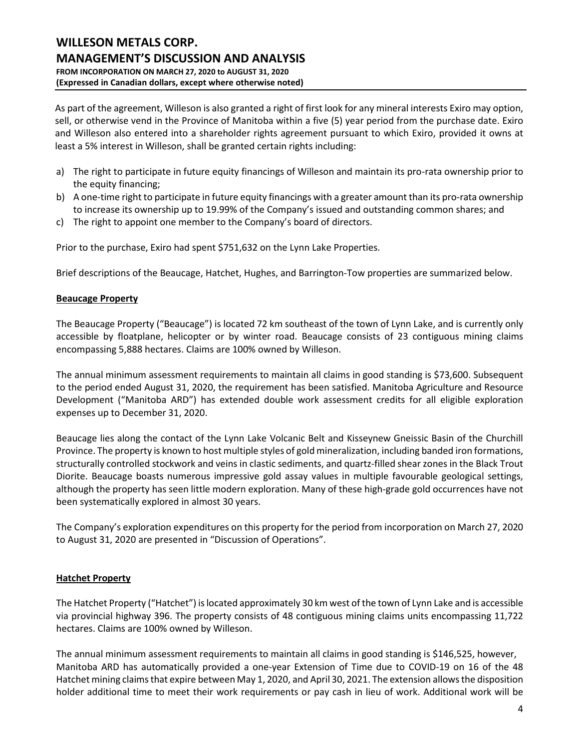As part of the agreement, Willeson is also granted a right of first look for any mineral interests Exiro may option, sell, or otherwise vend in the Province of Manitoba within a five (5) year period from the purchase date. Exiro and Willeson also entered into a shareholder rights agreement pursuant to which Exiro, provided it owns at least a 5% interest in Willeson, shall be granted certain rights including:

a) The right to participate in future equity financings of Willeson and maintain its pro-rata ownership prior to the equity financing;
b) A one-time right to participate in future equity financings with a greater amount than its pro-rata ownership to increase its ownership up to 19.99% of the Company's issued and outstanding common shares; and
c) The right to appoint one member to the Company's board of directors.

Prior to the purchase, Exiro had spent $751,632 on the Lynn Lake Properties.

Brief descriptions of the Beaucage, Hatchet, Hughes, and Barrington-Tow properties are summarized below.

**Beaucage Property**

The Beaucage Property ("Beaucage") is located 72 km southeast of the town of Lynn Lake, and is currently only accessible by floatplane, helicopter or by winter road. Beaucage consists of 23 contiguous mining claims encompassing 5,888 hectares. Claims are 100% owned by Willeson.

The annual minimum assessment requirements to maintain all claims in good standing is $73,600. Subsequent to the period ended August 31, 2020, the requirement has been satisfied. Manitoba Agriculture and Resource Development ("Manitoba ARD") has extended double work assessment credits for all eligible exploration expenses up to December 31, 2020.

Beaucage lies along the contact of the Lynn Lake Volcanic Belt and Kisseynew Gneissic Basin of the Churchill Province. The property is known to host multiple styles of gold mineralization, including banded iron formations, structurally controlled stockwork and veins in clastic sediments, and quartz-filled shear zones in the Black Trout Diorite. Beaucage boasts numerous impressive gold assay values in multiple favourable geological settings, although the property has seen little modern exploration. Many of these high-grade gold occurrences have not been systematically explored in almost 30 years.

The Company's exploration expenditures on this property for the period from incorporation on March 27, 2020 to August 31, 2020 are presented in "Discussion of Operations".

**Hatchet Property**

The Hatchet Property ("Hatchet") is located approximately 30 km west of the town of Lynn Lake and is accessible via provincial highway 396. The property consists of 48 contiguous mining claims units encompassing 11,722 hectares. Claims are 100% owned by Willeson.

The annual minimum assessment requirements to maintain all claims in good standing is $146,525, however, Manitoba ARD has automatically provided a one-year Extension of Time due to COVID-19 on 16 of the 48 Hatchet mining claims that expire between May 1, 2020, and April 30, 2021. The extension allows the disposition holder additional time to meet their work requirements or pay cash in lieu of work. Additional work will be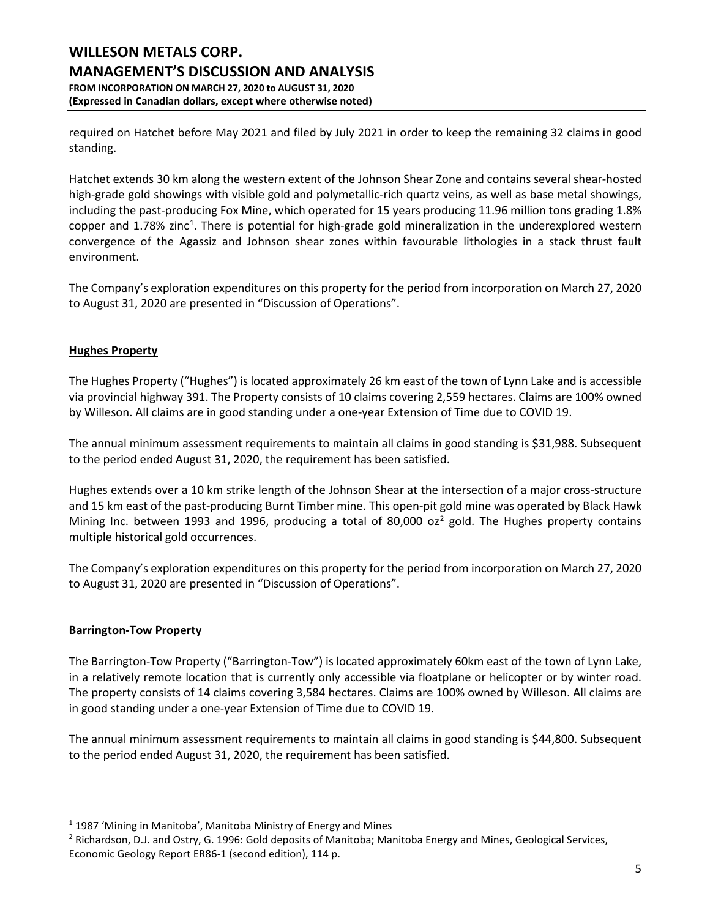required on Hatchet before May 2021 and filed by July 2021 in order to keep the remaining 32 claims in good standing.

Hatchet extends 30 km along the western extent of the Johnson Shear Zone and contains several shear-hosted high-grade gold showings with visible gold and polymetallic-rich quartz veins, as well as base metal showings, including the past-producing Fox Mine, which operated for 15 years producing 11.96 million tons grading 1.8% copper and 1.78% zinc[1]. There is potential for high-grade gold mineralization in the underexplored western convergence of the Agassiz and Johnson shear zones within favourable lithologies in a stack thrust fault environment.

The Company's exploration expenditures on this property for the period from incorporation on March 27, 2020 to August 31, 2020 are presented in "Discussion of Operations".

## Hughes Property

The Hughes Property ("Hughes") is located approximately 26 km east of the town of Lynn Lake and is accessible via provincial highway 391. The Property consists of 10 claims covering 2,559 hectares. Claims are 100% owned by Willeson. All claims are in good standing under a one-year Extension of Time due to COVID 19.

The annual minimum assessment requirements to maintain all claims in good standing is $31,988. Subsequent to the period ended August 31, 2020, the requirement has been satisfied.

Hughes extends over a 10 km strike length of the Johnson Shear at the intersection of a major cross-structure and 15 km east of the past-producing Burnt Timber mine. This open-pit gold mine was operated by Black Hawk Mining Inc. between 1993 and 1996, producing a total of 80,000 oz[2] gold. The Hughes property contains multiple historical gold occurrences.

The Company's exploration expenditures on this property for the period from incorporation on March 27, 2020 to August 31, 2020 are presented in "Discussion of Operations".

## Barrington-Tow Property

The Barrington-Tow Property ("Barrington-Tow") is located approximately 60km east of the town of Lynn Lake, in a relatively remote location that is currently only accessible via floatplane or helicopter or by winter road. The property consists of 14 claims covering 3,584 hectares. Claims are 100% owned by Willeson. All claims are in good standing under a one-year Extension of Time due to COVID 19.

The annual minimum assessment requirements to maintain all claims in good standing is $44,800. Subsequent to the period ended August 31, 2020, the requirement has been satisfied.

---

[1] 1987 'Mining in Manitoba', Manitoba Ministry of Energy and Mines

[2] Richardson, D.J. and Ostry, G. 1996: Gold deposits of Manitoba; Manitoba Energy and Mines, Geological Services, Economic Geology Report ER86-1 (second edition), 114 p.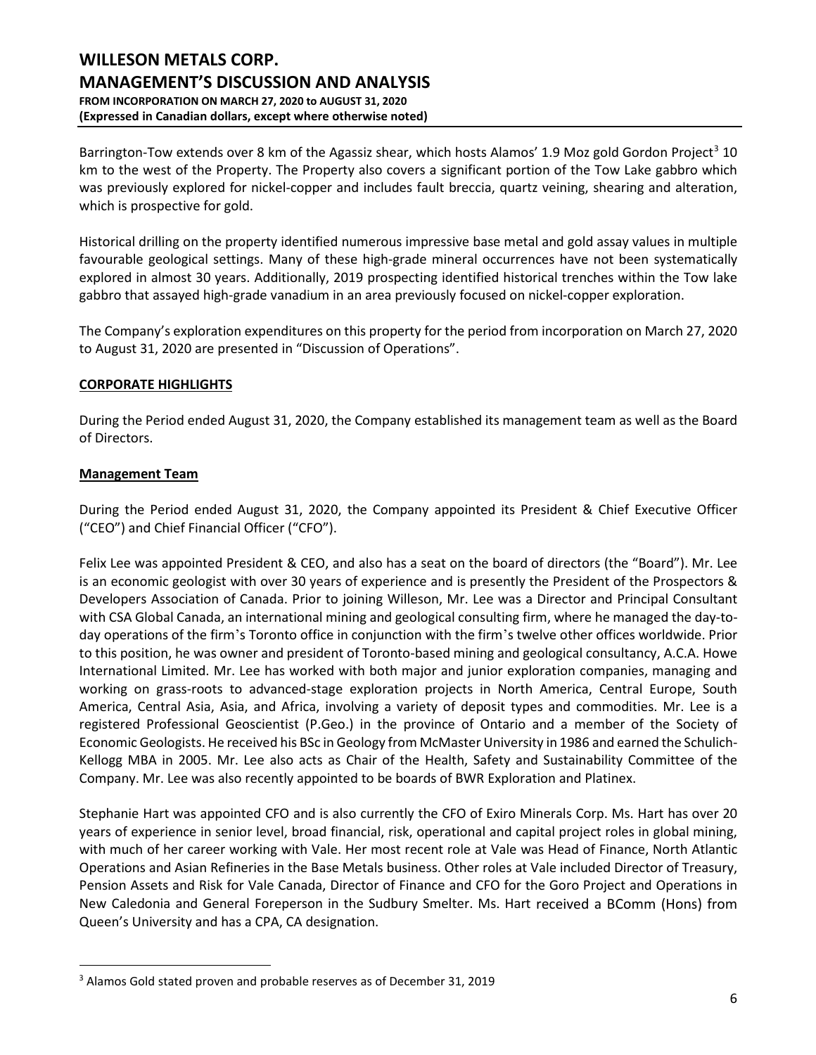Barrington-Tow extends over 8 km of the Agassiz shear, which hosts Alamos' 1.9 Moz gold Gordon Project[3] 10 km to the west of the Property. The Property also covers a significant portion of the Tow Lake gabbro which was previously explored for nickel-copper and includes fault breccia, quartz veining, shearing and alteration, which is prospective for gold.

Historical drilling on the property identified numerous impressive base metal and gold assay values in multiple favourable geological settings. Many of these high-grade mineral occurrences have not been systematically explored in almost 30 years. Additionally, 2019 prospecting identified historical trenches within the Tow lake gabbro that assayed high-grade vanadium in an area previously focused on nickel-copper exploration.

The Company's exploration expenditures on this property for the period from incorporation on March 27, 2020 to August 31, 2020 are presented in "Discussion of Operations".

## CORPORATE HIGHLIGHTS

During the Period ended August 31, 2020, the Company established its management team as well as the Board of Directors.

### Management Team

During the Period ended August 31, 2020, the Company appointed its President & Chief Executive Officer ("CEO") and Chief Financial Officer ("CFO").

Felix Lee was appointed President & CEO, and also has a seat on the board of directors (the "Board"). Mr. Lee is an economic geologist with over 30 years of experience and is presently the President of the Prospectors & Developers Association of Canada. Prior to joining Willeson, Mr. Lee was a Director and Principal Consultant with CSA Global Canada, an international mining and geological consulting firm, where he managed the day-to-day operations of the firm's Toronto office in conjunction with the firm's twelve other offices worldwide. Prior to this position, he was owner and president of Toronto-based mining and geological consultancy, A.C.A. Howe International Limited. Mr. Lee has worked with both major and junior exploration companies, managing and working on grass-roots to advanced-stage exploration projects in North America, Central Europe, South America, Central Asia, Asia, and Africa, involving a variety of deposit types and commodities. Mr. Lee is a registered Professional Geoscientist (P.Geo.) in the province of Ontario and a member of the Society of Economic Geologists. He received his BSc in Geology from McMaster University in 1986 and earned the Schulich-Kellogg MBA in 2005. Mr. Lee also acts as Chair of the Health, Safety and Sustainability Committee of the Company. Mr. Lee was also recently appointed to be boards of BWR Exploration and Platinex.

Stephanie Hart was appointed CFO and is also currently the CFO of Exiro Minerals Corp. Ms. Hart has over 20 years of experience in senior level, broad financial, risk, operational and capital project roles in global mining, with much of her career working with Vale. Her most recent role at Vale was Head of Finance, North Atlantic Operations and Asian Refineries in the Base Metals business. Other roles at Vale included Director of Treasury, Pension Assets and Risk for Vale Canada, Director of Finance and CFO for the Goro Project and Operations in New Caledonia and General Foreperson in the Sudbury Smelter. Ms. Hart received a BComm (Hons) from Queen's University and has a CPA, CA designation.

[3] Alamos Gold stated proven and probable reserves as of December 31, 2019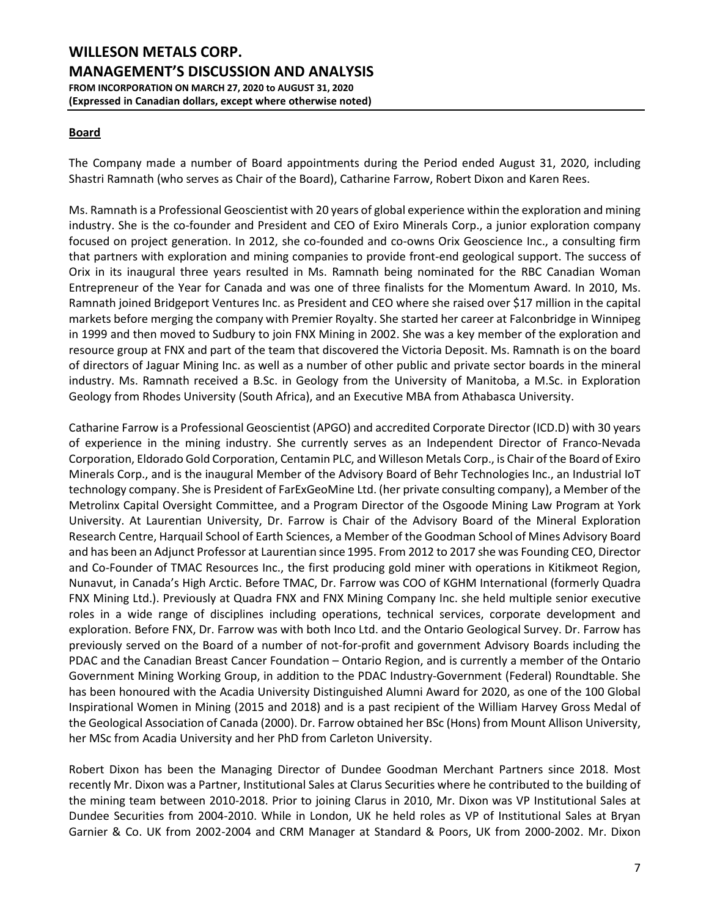## Board

The Company made a number of Board appointments during the Period ended August 31, 2020, including Shastri Ramnath (who serves as Chair of the Board), Catharine Farrow, Robert Dixon and Karen Rees.

Ms. Ramnath is a Professional Geoscientist with 20 years of global experience within the exploration and mining industry. She is the co-founder and President and CEO of Exiro Minerals Corp., a junior exploration company focused on project generation. In 2012, she co-founded and co-owns Orix Geoscience Inc., a consulting firm that partners with exploration and mining companies to provide front-end geological support. The success of Orix in its inaugural three years resulted in Ms. Ramnath being nominated for the RBC Canadian Woman Entrepreneur of the Year for Canada and was one of three finalists for the Momentum Award. In 2010, Ms. Ramnath joined Bridgeport Ventures Inc. as President and CEO where she raised over $17 million in the capital markets before merging the company with Premier Royalty. She started her career at Falconbridge in Winnipeg in 1999 and then moved to Sudbury to join FNX Mining in 2002. She was a key member of the exploration and resource group at FNX and part of the team that discovered the Victoria Deposit. Ms. Ramnath is on the board of directors of Jaguar Mining Inc. as well as a number of other public and private sector boards in the mineral industry. Ms. Ramnath received a B.Sc. in Geology from the University of Manitoba, a M.Sc. in Exploration Geology from Rhodes University (South Africa), and an Executive MBA from Athabasca University.

Catharine Farrow is a Professional Geoscientist (APGO) and accredited Corporate Director (ICD.D) with 30 years of experience in the mining industry. She currently serves as an Independent Director of Franco-Nevada Corporation, Eldorado Gold Corporation, Centamin PLC, and Willeson Metals Corp., is Chair of the Board of Exiro Minerals Corp., and is the inaugural Member of the Advisory Board of Behr Technologies Inc., an Industrial IoT technology company. She is President of FarExGeoMine Ltd. (her private consulting company), a Member of the Metrolinx Capital Oversight Committee, and a Program Director of the Osgoode Mining Law Program at York University. At Laurentian University, Dr. Farrow is Chair of the Advisory Board of the Mineral Exploration Research Centre, Harquail School of Earth Sciences, a Member of the Goodman School of Mines Advisory Board and has been an Adjunct Professor at Laurentian since 1995. From 2012 to 2017 she was Founding CEO, Director and Co-Founder of TMAC Resources Inc., the first producing gold miner with operations in Kitikmeot Region, Nunavut, in Canada's High Arctic. Before TMAC, Dr. Farrow was COO of KGHM International (formerly Quadra FNX Mining Ltd.). Previously at Quadra FNX and FNX Mining Company Inc. she held multiple senior executive roles in a wide range of disciplines including operations, technical services, corporate development and exploration. Before FNX, Dr. Farrow was with both Inco Ltd. and the Ontario Geological Survey. Dr. Farrow has previously served on the Board of a number of not-for-profit and government Advisory Boards including the PDAC and the Canadian Breast Cancer Foundation – Ontario Region, and is currently a member of the Ontario Government Mining Working Group, in addition to the PDAC Industry-Government (Federal) Roundtable. She has been honoured with the Acadia University Distinguished Alumni Award for 2020, as one of the 100 Global Inspirational Women in Mining (2015 and 2018) and is a past recipient of the William Harvey Gross Medal of the Geological Association of Canada (2000). Dr. Farrow obtained her BSc (Hons) from Mount Allison University, her MSc from Acadia University and her PhD from Carleton University.

Robert Dixon has been the Managing Director of Dundee Goodman Merchant Partners since 2018. Most recently Mr. Dixon was a Partner, Institutional Sales at Clarus Securities where he contributed to the building of the mining team between 2010-2018. Prior to joining Clarus in 2010, Mr. Dixon was VP Institutional Sales at Dundee Securities from 2004-2010. While in London, UK he held roles as VP of Institutional Sales at Bryan Garnier & Co. UK from 2002-2004 and CRM Manager at Standard & Poors, UK from 2000-2002. Mr. Dixon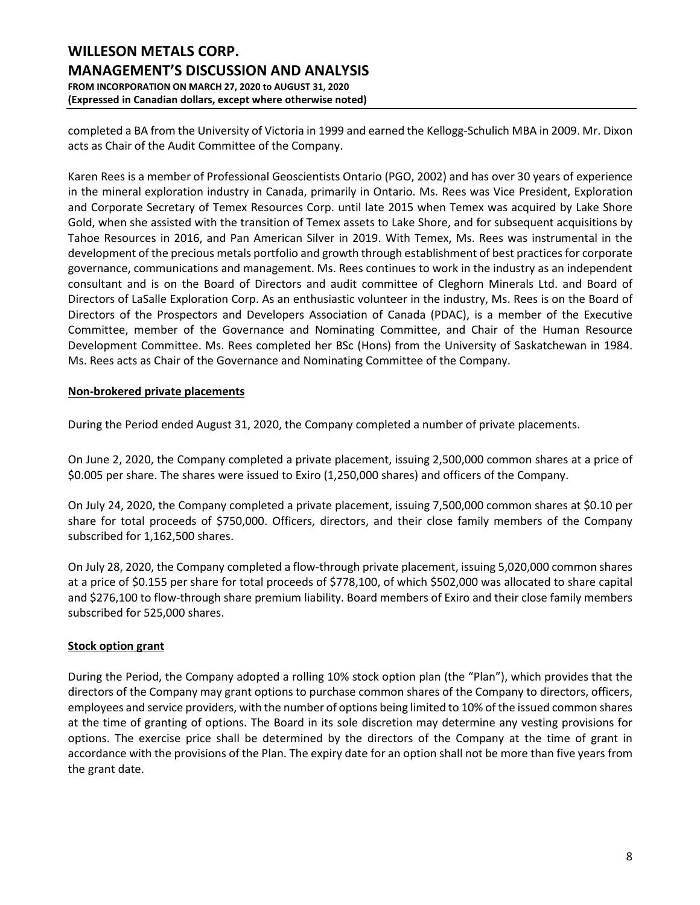completed a BA from the University of Victoria in 1999 and earned the Kellogg-Schulich MBA in 2009. Mr. Dixon acts as Chair of the Audit Committee of the Company.

Karen Rees is a member of Professional Geoscientists Ontario (PGO, 2002) and has over 30 years of experience in the mineral exploration industry in Canada, primarily in Ontario. Ms. Rees was Vice President, Exploration and Corporate Secretary of Temex Resources Corp. until late 2015 when Temex was acquired by Lake Shore Gold, when she assisted with the transition of Temex assets to Lake Shore, and for subsequent acquisitions by Tahoe Resources in 2016, and Pan American Silver in 2019. With Temex, Ms. Rees was instrumental in the development of the precious metals portfolio and growth through establishment of best practices for corporate governance, communications and management. Ms. Rees continues to work in the industry as an independent consultant and is on the Board of Directors and audit committee of Cleghorn Minerals Ltd. and Board of Directors of LaSalle Exploration Corp. As an enthusiastic volunteer in the industry, Ms. Rees is on the Board of Directors of the Prospectors and Developers Association of Canada (PDAC), is a member of the Executive Committee, member of the Governance and Nominating Committee, and Chair of the Human Resource Development Committee. Ms. Rees completed her BSc (Hons) from the University of Saskatchewan in 1984. Ms. Rees acts as Chair of the Governance and Nominating Committee of the Company.

## Non-brokered private placements

During the Period ended August 31, 2020, the Company completed a number of private placements.

On June 2, 2020, the Company completed a private placement, issuing 2,500,000 common shares at a price of $0.005 per share. The shares were issued to Exiro (1,250,000 shares) and officers of the Company.

On July 24, 2020, the Company completed a private placement, issuing 7,500,000 common shares at $0.10 per share for total proceeds of $750,000. Officers, directors, and their close family members of the Company subscribed for 1,162,500 shares.

On July 28, 2020, the Company completed a flow-through private placement, issuing 5,020,000 common shares at a price of $0.155 per share for total proceeds of $778,100, of which $502,000 was allocated to share capital and $276,100 to flow-through share premium liability. Board members of Exiro and their close family members subscribed for 525,000 shares.

## Stock option grant

During the Period, the Company adopted a rolling 10% stock option plan (the "Plan"), which provides that the directors of the Company may grant options to purchase common shares of the Company to directors, officers, employees and service providers, with the number of options being limited to 10% of the issued common shares at the time of granting of options. The Board in its sole discretion may determine any vesting provisions for options. The exercise price shall be determined by the directors of the Company at the time of grant in accordance with the provisions of the Plan. The expiry date for an option shall not be more than five years from the grant date.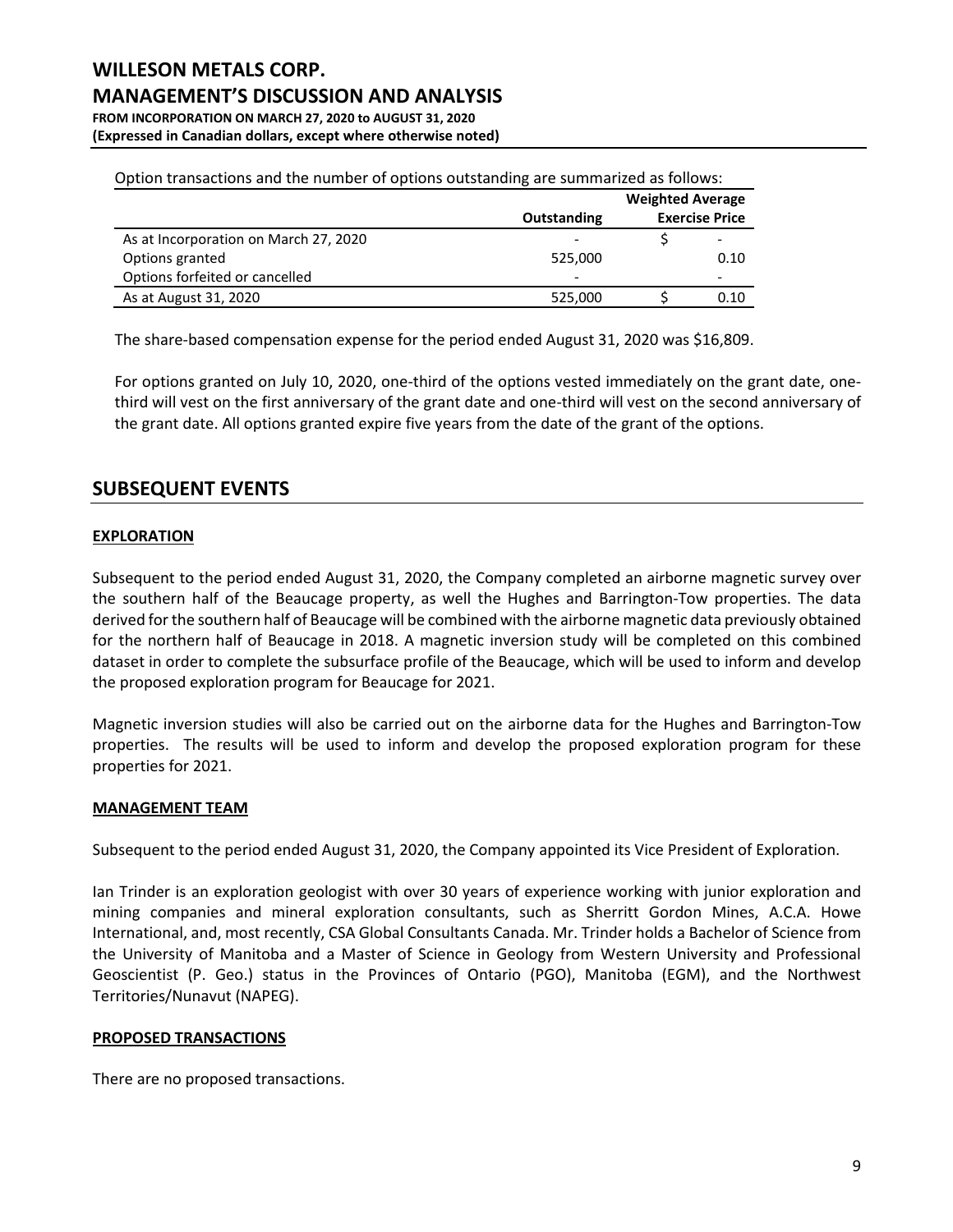Option transactions and the number of options outstanding are summarized as follows:

| | Outstanding | Weighted Average Exercise Price |
|---|---|---|
| As at Incorporation on March 27, 2020 | - | $ - |
| Options granted | 525,000 | 0.10 |
| Options forfeited or cancelled | - | - |
| As at August 31, 2020 | 525,000 | $ 0.10 |

The share-based compensation expense for the period ended August 31, 2020 was $16,809.

For options granted on July 10, 2020, one-third of the options vested immediately on the grant date, one-third will vest on the first anniversary of the grant date and one-third will vest on the second anniversary of the grant date. All options granted expire five years from the date of the grant of the options.

## SUBSEQUENT EVENTS

### EXPLORATION

Subsequent to the period ended August 31, 2020, the Company completed an airborne magnetic survey over the southern half of the Beaucage property, as well the Hughes and Barrington-Tow properties. The data derived for the southern half of Beaucage will be combined with the airborne magnetic data previously obtained for the northern half of Beaucage in 2018. A magnetic inversion study will be completed on this combined dataset in order to complete the subsurface profile of the Beaucage, which will be used to inform and develop the proposed exploration program for Beaucage for 2021.

Magnetic inversion studies will also be carried out on the airborne data for the Hughes and Barrington-Tow properties. The results will be used to inform and develop the proposed exploration program for these properties for 2021.

### MANAGEMENT TEAM

Subsequent to the period ended August 31, 2020, the Company appointed its Vice President of Exploration.

Ian Trinder is an exploration geologist with over 30 years of experience working with junior exploration and mining companies and mineral exploration consultants, such as Sherritt Gordon Mines, A.C.A. Howe International, and, most recently, CSA Global Consultants Canada. Mr. Trinder holds a Bachelor of Science from the University of Manitoba and a Master of Science in Geology from Western University and Professional Geoscientist (P. Geo.) status in the Provinces of Ontario (PGO), Manitoba (EGM), and the Northwest Territories/Nunavut (NAPEG).

### PROPOSED TRANSACTIONS

There are no proposed transactions.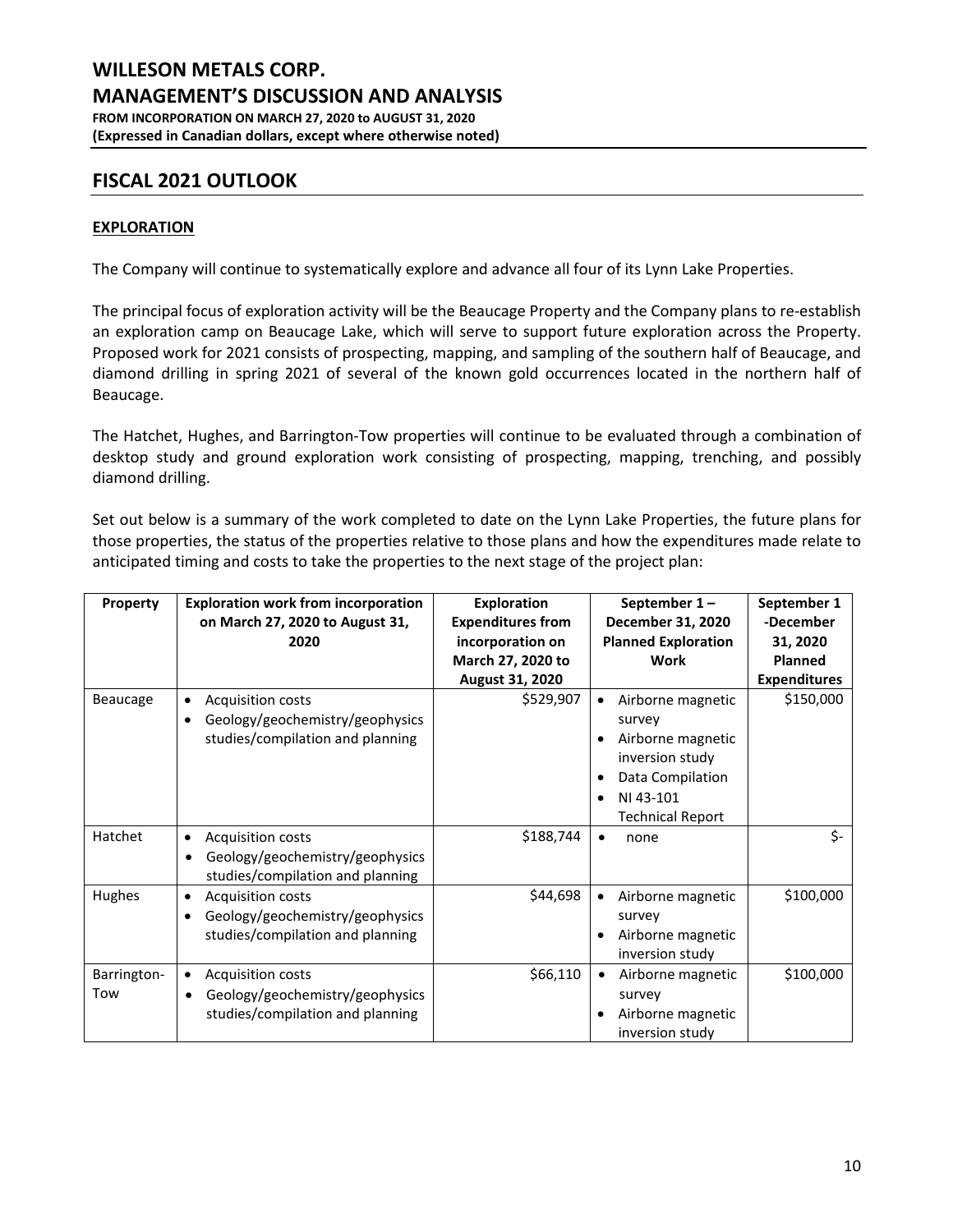## FISCAL 2021 OUTLOOK

### EXPLORATION

The Company will continue to systematically explore and advance all four of its Lynn Lake Properties.

The principal focus of exploration activity will be the Beaucage Property and the Company plans to re-establish an exploration camp on Beaucage Lake, which will serve to support future exploration across the Property. Proposed work for 2021 consists of prospecting, mapping, and sampling of the southern half of Beaucage, and diamond drilling in spring 2021 of several of the known gold occurrences located in the northern half of Beaucage.

The Hatchet, Hughes, and Barrington-Tow properties will continue to be evaluated through a combination of desktop study and ground exploration work consisting of prospecting, mapping, trenching, and possibly diamond drilling.

Set out below is a summary of the work completed to date on the Lynn Lake Properties, the future plans for those properties, the status of the properties relative to those plans and how the expenditures made relate to anticipated timing and costs to take the properties to the next stage of the project plan:

| Property | Exploration work from incorporation on March 27, 2020 to August 31, 2020 | Exploration Expenditures from incorporation on March 27, 2020 to August 31, 2020 | September 1 – December 31, 2020 Planned Exploration Work | September 1 -December 31, 2020 Planned Expenditures |
|---|---|---|---|---|
| Beaucage | • Acquisition costs<br>• Geology/geochemistry/geophysics studies/compilation and planning | $529,907 | • Airborne magnetic survey<br>• Airborne magnetic inversion study<br>• Data Compilation<br>• NI 43-101 Technical Report | $150,000 |
| Hatchet | • Acquisition costs<br>• Geology/geochemistry/geophysics studies/compilation and planning | $188,744 | • none | $- |
| Hughes | • Acquisition costs<br>• Geology/geochemistry/geophysics studies/compilation and planning | $44,698 | • Airborne magnetic survey<br>• Airborne magnetic inversion study | $100,000 |
| Barrington-Tow | • Acquisition costs<br>• Geology/geochemistry/geophysics studies/compilation and planning | $66,110 | • Airborne magnetic survey<br>• Airborne magnetic inversion study | $100,000 |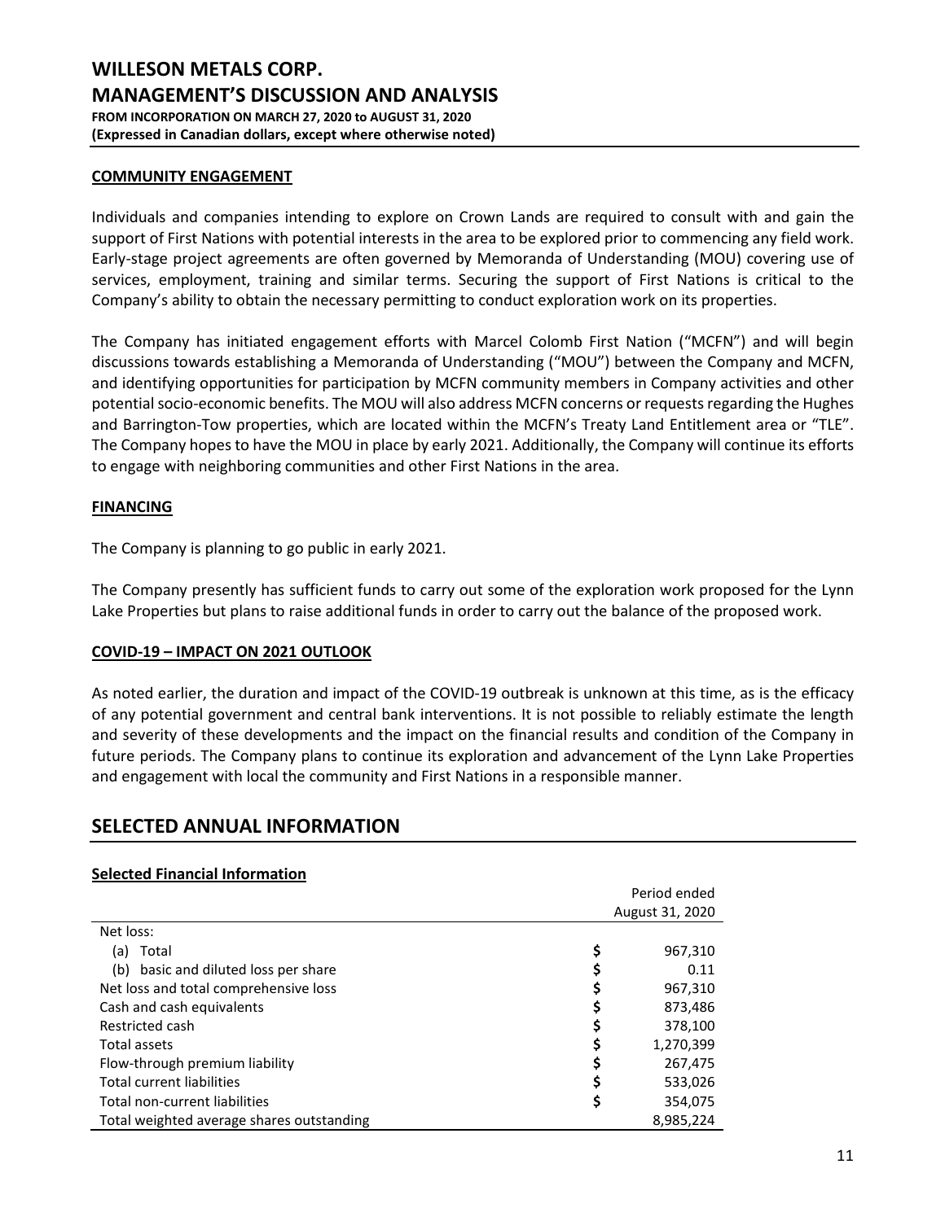## COMMUNITY ENGAGEMENT

Individuals and companies intending to explore on Crown Lands are required to consult with and gain the support of First Nations with potential interests in the area to be explored prior to commencing any field work. Early-stage project agreements are often governed by Memoranda of Understanding (MOU) covering use of services, employment, training and similar terms. Securing the support of First Nations is critical to the Company's ability to obtain the necessary permitting to conduct exploration work on its properties.

The Company has initiated engagement efforts with Marcel Colomb First Nation ("MCFN") and will begin discussions towards establishing a Memoranda of Understanding ("MOU") between the Company and MCFN, and identifying opportunities for participation by MCFN community members in Company activities and other potential socio-economic benefits. The MOU will also address MCFN concerns or requests regarding the Hughes and Barrington-Tow properties, which are located within the MCFN's Treaty Land Entitlement area or "TLE". The Company hopes to have the MOU in place by early 2021. Additionally, the Company will continue its efforts to engage with neighboring communities and other First Nations in the area.

## FINANCING

The Company is planning to go public in early 2021.

The Company presently has sufficient funds to carry out some of the exploration work proposed for the Lynn Lake Properties but plans to raise additional funds in order to carry out the balance of the proposed work.

## COVID-19 – IMPACT ON 2021 OUTLOOK

As noted earlier, the duration and impact of the COVID-19 outbreak is unknown at this time, as is the efficacy of any potential government and central bank interventions. It is not possible to reliably estimate the length and severity of these developments and the impact on the financial results and condition of the Company in future periods. The Company plans to continue its exploration and advancement of the Lynn Lake Properties and engagement with local the community and First Nations in a responsible manner.

# SELECTED ANNUAL INFORMATION

### Selected Financial Information

| | Period ended August 31, 2020 |
|---|---|
| Net loss: | |
| (a) Total | $ 967,310 |
| (b) basic and diluted loss per share | $ 0.11 |
| Net loss and total comprehensive loss | $ 967,310 |
| Cash and cash equivalents | $ 873,486 |
| Restricted cash | $ 378,100 |
| Total assets | $ 1,270,399 |
| Flow-through premium liability | $ 267,475 |
| Total current liabilities | $ 533,026 |
| Total non-current liabilities | $ 354,075 |
| Total weighted average shares outstanding | 8,985,224 |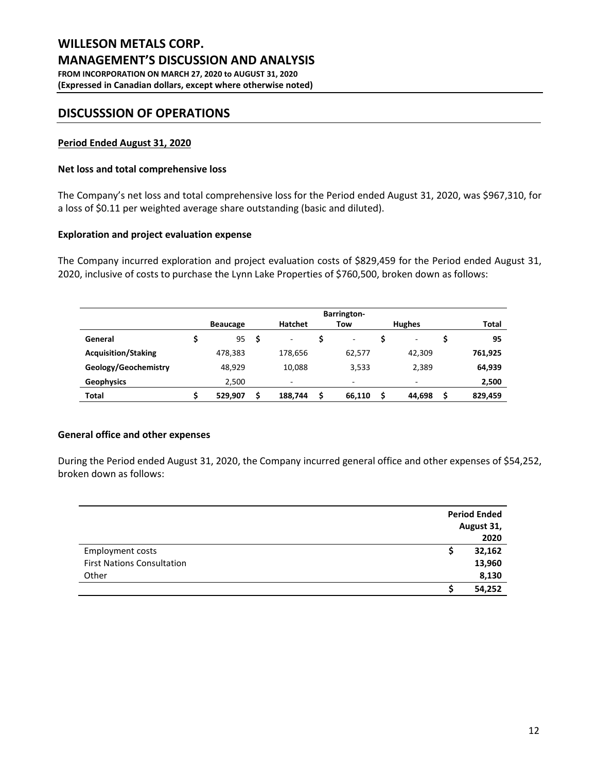## DISCUSSSION OF OPERATIONS

**Period Ended August 31, 2020**

**Net loss and total comprehensive loss**

The Company's net loss and total comprehensive loss for the Period ended August 31, 2020, was $967,310, for a loss of $0.11 per weighted average share outstanding (basic and diluted).

**Exploration and project evaluation expense**

The Company incurred exploration and project evaluation costs of $829,459 for the Period ended August 31, 2020, inclusive of costs to purchase the Lynn Lake Properties of $760,500, broken down as follows:

| | Beaucage | Hatchet | Barrington-Tow | Hughes | Total |
|---|---|---|---|---|---|
| **General** | $ 95 | $ - | $ - | $ - | $ **95** |
| **Acquisition/Staking** | 478,383 | 178,656 | 62,577 | 42,309 | **761,925** |
| **Geology/Geochemistry** | 48,929 | 10,088 | 3,533 | 2,389 | **64,939** |
| **Geophysics** | 2,500 | - | - | - | **2,500** |
| **Total** | $ **529,907** | $ **188,744** | $ **66,110** | $ **44,698** | $ **829,459** |

**General office and other expenses**

During the Period ended August 31, 2020, the Company incurred general office and other expenses of $54,252, broken down as follows:

| | Period Ended August 31, 2020 |
|---|---|
| Employment costs | $ **32,162** |
| First Nations Consultation | **13,960** |
| Other | **8,130** |
| | $ **54,252** |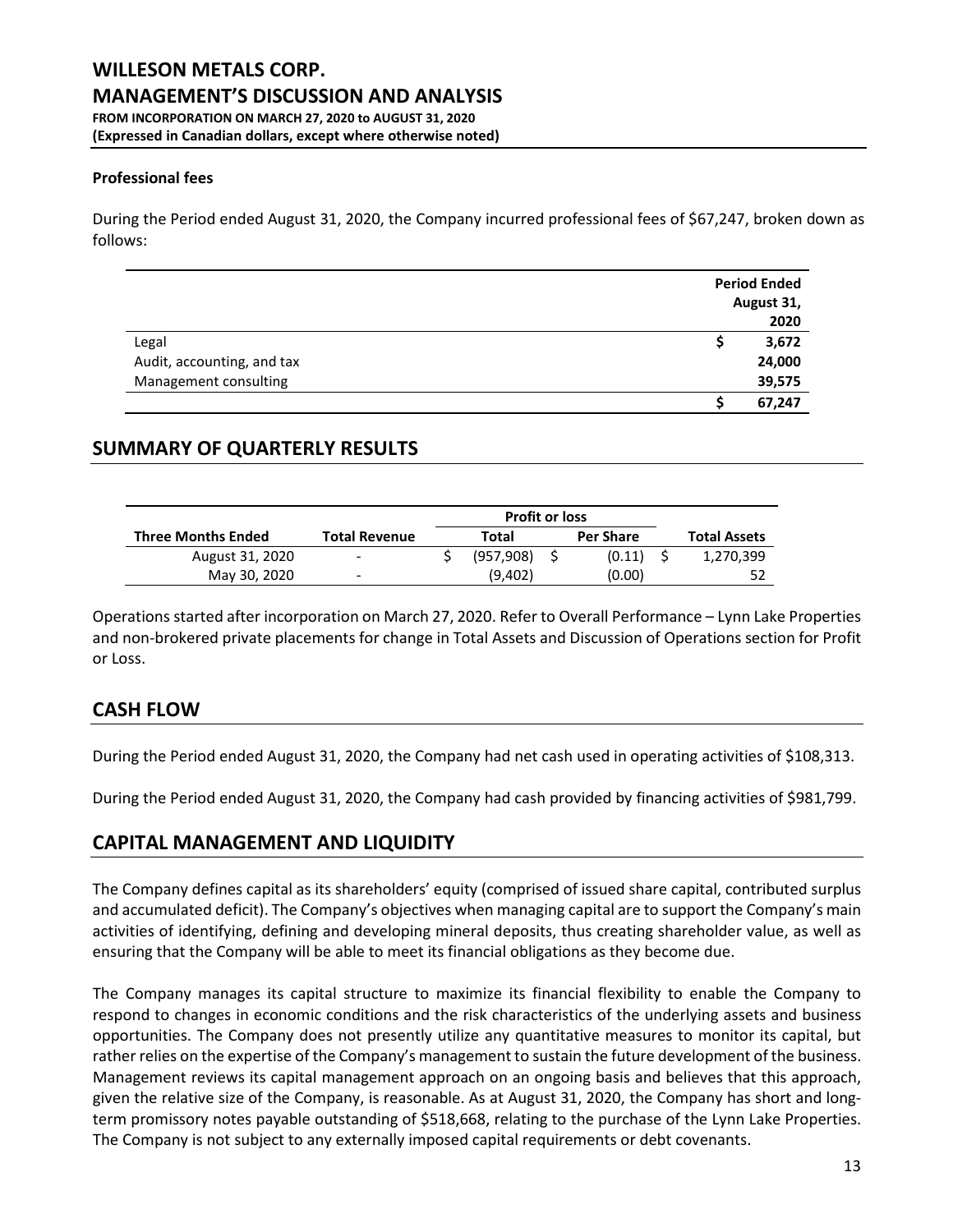### Professional fees

During the Period ended August 31, 2020, the Company incurred professional fees of $67,247, broken down as follows:

| | Period Ended August 31, 2020 |
|---|---|
| Legal | $ 3,672 |
| Audit, accounting, and tax | 24,000 |
| Management consulting | 39,575 |
| | $ 67,247 |

## SUMMARY OF QUARTERLY RESULTS

| | | Profit or loss | | |
|---|---|---|---|---|
| Three Months Ended | Total Revenue | Total | Per Share | Total Assets |
| August 31, 2020 | - | $ (957,908) | $ (0.11) | $ 1,270,399 |
| May 30, 2020 | - | (9,402) | (0.00) | 52 |

Operations started after incorporation on March 27, 2020. Refer to Overall Performance – Lynn Lake Properties and non-brokered private placements for change in Total Assets and Discussion of Operations section for Profit or Loss.

## CASH FLOW

During the Period ended August 31, 2020, the Company had net cash used in operating activities of $108,313.

During the Period ended August 31, 2020, the Company had cash provided by financing activities of $981,799.

## CAPITAL MANAGEMENT AND LIQUIDITY

The Company defines capital as its shareholders' equity (comprised of issued share capital, contributed surplus and accumulated deficit). The Company's objectives when managing capital are to support the Company's main activities of identifying, defining and developing mineral deposits, thus creating shareholder value, as well as ensuring that the Company will be able to meet its financial obligations as they become due.

The Company manages its capital structure to maximize its financial flexibility to enable the Company to respond to changes in economic conditions and the risk characteristics of the underlying assets and business opportunities. The Company does not presently utilize any quantitative measures to monitor its capital, but rather relies on the expertise of the Company's management to sustain the future development of the business. Management reviews its capital management approach on an ongoing basis and believes that this approach, given the relative size of the Company, is reasonable. As at August 31, 2020, the Company has short and long-term promissory notes payable outstanding of $518,668, relating to the purchase of the Lynn Lake Properties. The Company is not subject to any externally imposed capital requirements or debt covenants.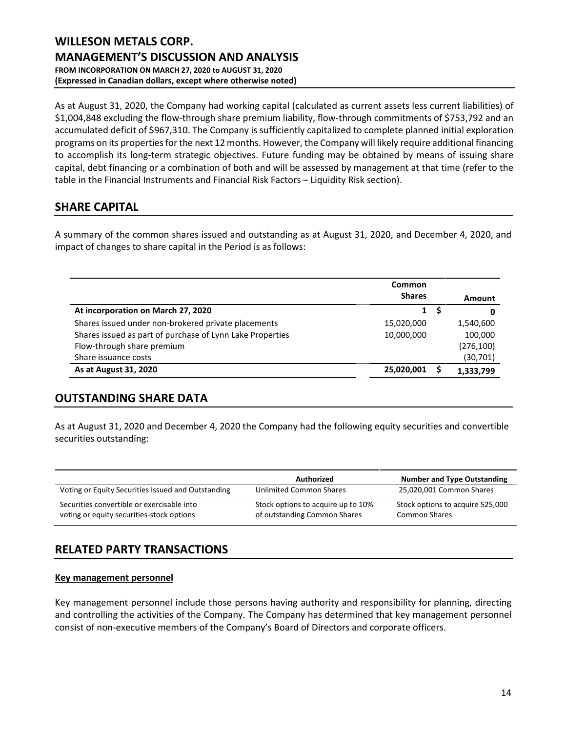As at August 31, 2020, the Company had working capital (calculated as current assets less current liabilities) of $1,004,848 excluding the flow-through share premium liability, flow-through commitments of $753,792 and an accumulated deficit of $967,310. The Company is sufficiently capitalized to complete planned initial exploration programs on its properties for the next 12 months. However, the Company will likely require additional financing to accomplish its long-term strategic objectives. Future funding may be obtained by means of issuing share capital, debt financing or a combination of both and will be assessed by management at that time (refer to the table in the Financial Instruments and Financial Risk Factors – Liquidity Risk section).

## SHARE CAPITAL

A summary of the common shares issued and outstanding as at August 31, 2020, and December 4, 2020, and impact of changes to share capital in the Period is as follows:

| | Common Shares | Amount |
|---|---|---|
| **At incorporation on March 27, 2020** | **1** | **$ 0** |
| Shares issued under non-brokered private placements | 15,020,000 | 1,540,600 |
| Shares issued as part of purchase of Lynn Lake Properties | 10,000,000 | 100,000 |
| Flow-through share premium | | (276,100) |
| Share issuance costs | | (30,701) |
| **As at August 31, 2020** | **25,020,001** | **$ 1,333,799** |

## OUTSTANDING SHARE DATA

As at August 31, 2020 and December 4, 2020 the Company had the following equity securities and convertible securities outstanding:

| | Authorized | Number and Type Outstanding |
|---|---|---|
| Voting or Equity Securities Issued and Outstanding | Unlimited Common Shares | 25,020,001 Common Shares |
| Securities convertible or exercisable into voting or equity securities-stock options | Stock options to acquire up to 10% of outstanding Common Shares | Stock options to acquire 525,000 Common Shares |

## RELATED PARTY TRANSACTIONS

### Key management personnel

Key management personnel include those persons having authority and responsibility for planning, directing and controlling the activities of the Company. The Company has determined that key management personnel consist of non-executive members of the Company's Board of Directors and corporate officers.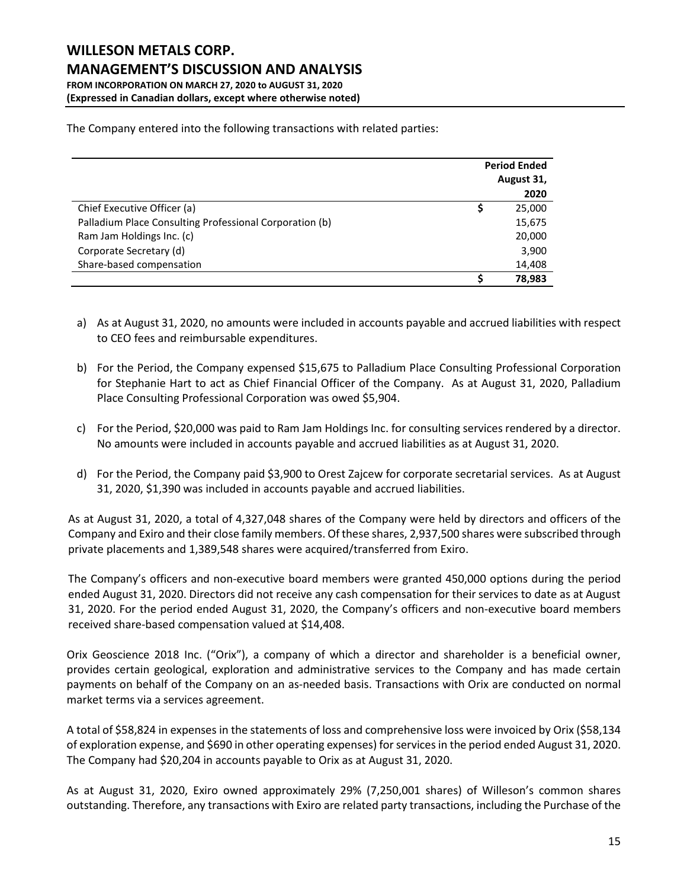The Company entered into the following transactions with related parties:

| | Period Ended August 31, 2020 |
|---|---|
| Chief Executive Officer (a) | $ 25,000 |
| Palladium Place Consulting Professional Corporation (b) | 15,675 |
| Ram Jam Holdings Inc. (c) | 20,000 |
| Corporate Secretary (d) | 3,900 |
| Share-based compensation | 14,408 |
| | $ 78,983 |

a) As at August 31, 2020, no amounts were included in accounts payable and accrued liabilities with respect to CEO fees and reimbursable expenditures.

b) For the Period, the Company expensed $15,675 to Palladium Place Consulting Professional Corporation for Stephanie Hart to act as Chief Financial Officer of the Company. As at August 31, 2020, Palladium Place Consulting Professional Corporation was owed $5,904.

c) For the Period, $20,000 was paid to Ram Jam Holdings Inc. for consulting services rendered by a director. No amounts were included in accounts payable and accrued liabilities as at August 31, 2020.

d) For the Period, the Company paid $3,900 to Orest Zajcew for corporate secretarial services. As at August 31, 2020, $1,390 was included in accounts payable and accrued liabilities.

As at August 31, 2020, a total of 4,327,048 shares of the Company were held by directors and officers of the Company and Exiro and their close family members. Of these shares, 2,937,500 shares were subscribed through private placements and 1,389,548 shares were acquired/transferred from Exiro.

The Company's officers and non-executive board members were granted 450,000 options during the period ended August 31, 2020. Directors did not receive any cash compensation for their services to date as at August 31, 2020. For the period ended August 31, 2020, the Company's officers and non-executive board members received share-based compensation valued at $14,408.

Orix Geoscience 2018 Inc. ("Orix"), a company of which a director and shareholder is a beneficial owner, provides certain geological, exploration and administrative services to the Company and has made certain payments on behalf of the Company on an as-needed basis. Transactions with Orix are conducted on normal market terms via a services agreement.

A total of $58,824 in expenses in the statements of loss and comprehensive loss were invoiced by Orix ($58,134 of exploration expense, and $690 in other operating expenses) for services in the period ended August 31, 2020. The Company had $20,204 in accounts payable to Orix as at August 31, 2020.

As at August 31, 2020, Exiro owned approximately 29% (7,250,001 shares) of Willeson's common shares outstanding. Therefore, any transactions with Exiro are related party transactions, including the Purchase of the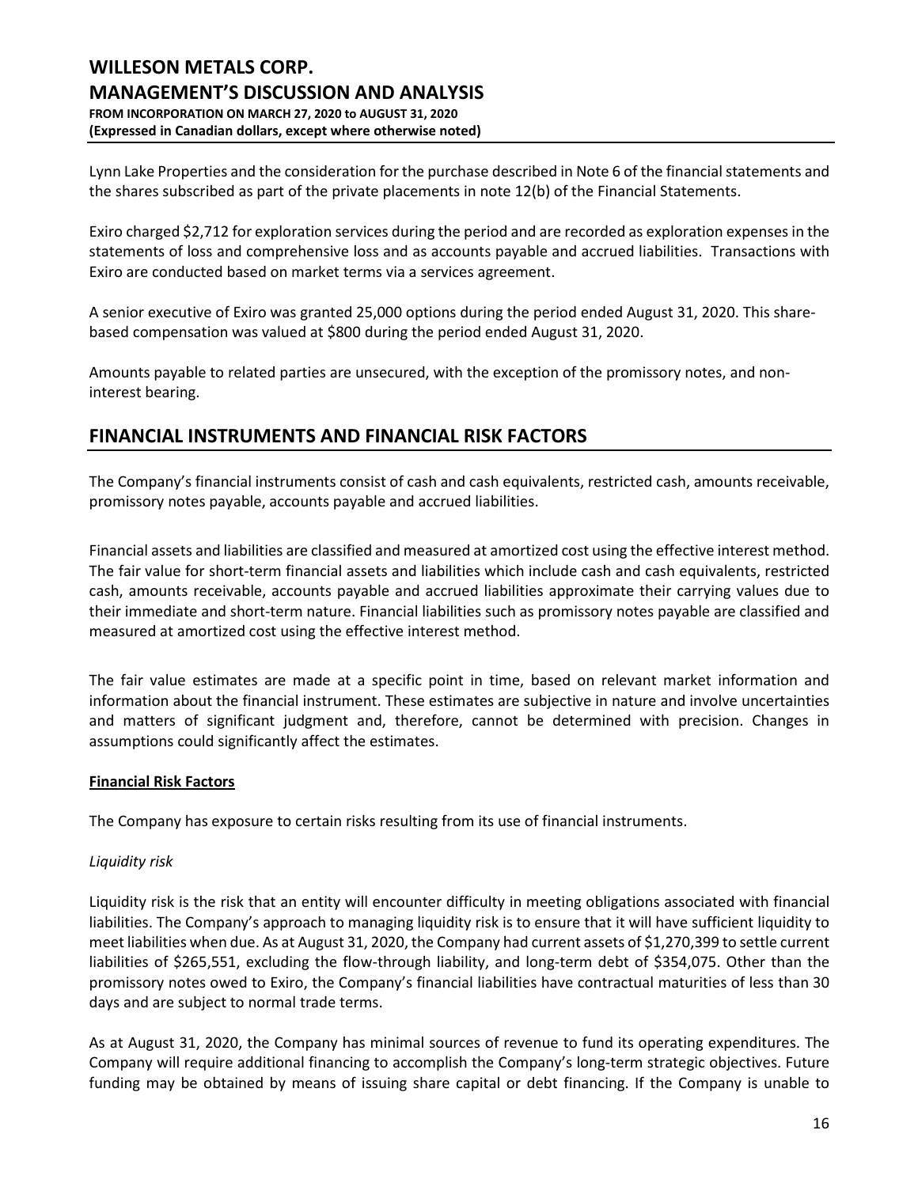Lynn Lake Properties and the consideration for the purchase described in Note 6 of the financial statements and the shares subscribed as part of the private placements in note 12(b) of the Financial Statements.

Exiro charged $2,712 for exploration services during the period and are recorded as exploration expenses in the statements of loss and comprehensive loss and as accounts payable and accrued liabilities. Transactions with Exiro are conducted based on market terms via a services agreement.

A senior executive of Exiro was granted 25,000 options during the period ended August 31, 2020. This share-based compensation was valued at $800 during the period ended August 31, 2020.

Amounts payable to related parties are unsecured, with the exception of the promissory notes, and non-interest bearing.

## FINANCIAL INSTRUMENTS AND FINANCIAL RISK FACTORS

The Company's financial instruments consist of cash and cash equivalents, restricted cash, amounts receivable, promissory notes payable, accounts payable and accrued liabilities.

Financial assets and liabilities are classified and measured at amortized cost using the effective interest method. The fair value for short-term financial assets and liabilities which include cash and cash equivalents, restricted cash, amounts receivable, accounts payable and accrued liabilities approximate their carrying values due to their immediate and short-term nature. Financial liabilities such as promissory notes payable are classified and measured at amortized cost using the effective interest method.

The fair value estimates are made at a specific point in time, based on relevant market information and information about the financial instrument. These estimates are subjective in nature and involve uncertainties and matters of significant judgment and, therefore, cannot be determined with precision. Changes in assumptions could significantly affect the estimates.

**Financial Risk Factors**

The Company has exposure to certain risks resulting from its use of financial instruments.

*Liquidity risk*

Liquidity risk is the risk that an entity will encounter difficulty in meeting obligations associated with financial liabilities. The Company's approach to managing liquidity risk is to ensure that it will have sufficient liquidity to meet liabilities when due. As at August 31, 2020, the Company had current assets of $1,270,399 to settle current liabilities of $265,551, excluding the flow-through liability, and long-term debt of $354,075. Other than the promissory notes owed to Exiro, the Company's financial liabilities have contractual maturities of less than 30 days and are subject to normal trade terms.

As at August 31, 2020, the Company has minimal sources of revenue to fund its operating expenditures. The Company will require additional financing to accomplish the Company's long-term strategic objectives. Future funding may be obtained by means of issuing share capital or debt financing. If the Company is unable to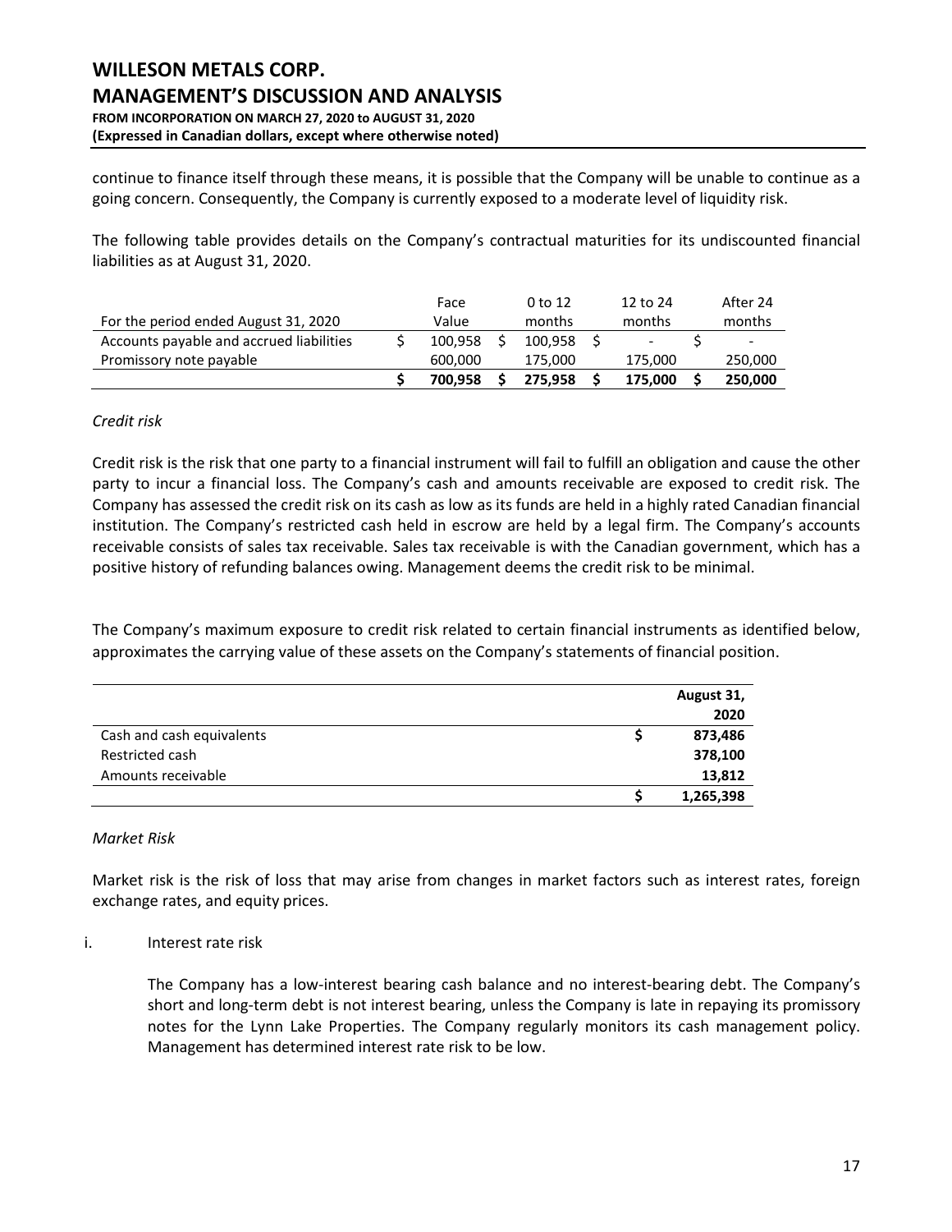continue to finance itself through these means, it is possible that the Company will be unable to continue as a going concern. Consequently, the Company is currently exposed to a moderate level of liquidity risk.

The following table provides details on the Company's contractual maturities for its undiscounted financial liabilities as at August 31, 2020.

| For the period ended August 31, 2020 | Face Value | 0 to 12 months | 12 to 24 months | After 24 months |
|---|---|---|---|---|
| Accounts payable and accrued liabilities | $ 100,958 | $ 100,958 | $ - | $ - |
| Promissory note payable | 600,000 | 175,000 | 175,000 | 250,000 |
| | **$ 700,958** | **$ 275,958** | **$ 175,000** | **$ 250,000** |

*Credit risk*

Credit risk is the risk that one party to a financial instrument will fail to fulfill an obligation and cause the other party to incur a financial loss. The Company's cash and amounts receivable are exposed to credit risk. The Company has assessed the credit risk on its cash as low as its funds are held in a highly rated Canadian financial institution. The Company's restricted cash held in escrow are held by a legal firm. The Company's accounts receivable consists of sales tax receivable. Sales tax receivable is with the Canadian government, which has a positive history of refunding balances owing. Management deems the credit risk to be minimal.

The Company's maximum exposure to credit risk related to certain financial instruments as identified below, approximates the carrying value of these assets on the Company's statements of financial position.

| | **August 31, 2020** |
|---|---|
| Cash and cash equivalents | **$ 873,486** |
| Restricted cash | **378,100** |
| Amounts receivable | **13,812** |
| | **$ 1,265,398** |

*Market Risk*

Market risk is the risk of loss that may arise from changes in market factors such as interest rates, foreign exchange rates, and equity prices.

i. Interest rate risk

The Company has a low-interest bearing cash balance and no interest-bearing debt. The Company's short and long-term debt is not interest bearing, unless the Company is late in repaying its promissory notes for the Lynn Lake Properties. The Company regularly monitors its cash management policy. Management has determined interest rate risk to be low.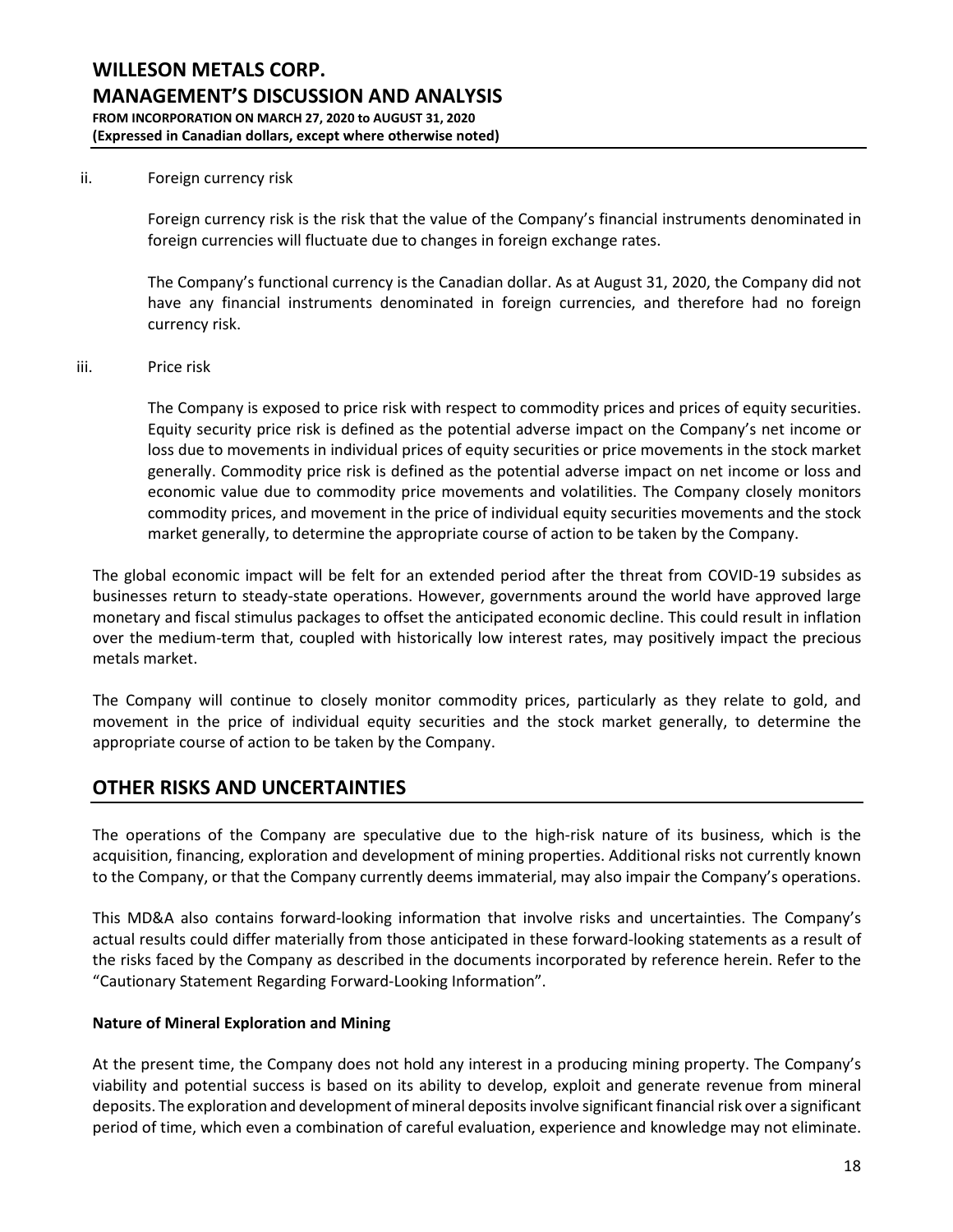ii. Foreign currency risk

Foreign currency risk is the risk that the value of the Company's financial instruments denominated in foreign currencies will fluctuate due to changes in foreign exchange rates.

The Company's functional currency is the Canadian dollar. As at August 31, 2020, the Company did not have any financial instruments denominated in foreign currencies, and therefore had no foreign currency risk.

iii. Price risk

The Company is exposed to price risk with respect to commodity prices and prices of equity securities. Equity security price risk is defined as the potential adverse impact on the Company's net income or loss due to movements in individual prices of equity securities or price movements in the stock market generally. Commodity price risk is defined as the potential adverse impact on net income or loss and economic value due to commodity price movements and volatilities. The Company closely monitors commodity prices, and movement in the price of individual equity securities movements and the stock market generally, to determine the appropriate course of action to be taken by the Company.

The global economic impact will be felt for an extended period after the threat from COVID-19 subsides as businesses return to steady-state operations. However, governments around the world have approved large monetary and fiscal stimulus packages to offset the anticipated economic decline. This could result in inflation over the medium-term that, coupled with historically low interest rates, may positively impact the precious metals market.

The Company will continue to closely monitor commodity prices, particularly as they relate to gold, and movement in the price of individual equity securities and the stock market generally, to determine the appropriate course of action to be taken by the Company.

## OTHER RISKS AND UNCERTAINTIES

The operations of the Company are speculative due to the high-risk nature of its business, which is the acquisition, financing, exploration and development of mining properties. Additional risks not currently known to the Company, or that the Company currently deems immaterial, may also impair the Company's operations.

This MD&A also contains forward-looking information that involve risks and uncertainties. The Company's actual results could differ materially from those anticipated in these forward-looking statements as a result of the risks faced by the Company as described in the documents incorporated by reference herein. Refer to the "Cautionary Statement Regarding Forward-Looking Information".

**Nature of Mineral Exploration and Mining**

At the present time, the Company does not hold any interest in a producing mining property. The Company's viability and potential success is based on its ability to develop, exploit and generate revenue from mineral deposits. The exploration and development of mineral deposits involve significant financial risk over a significant period of time, which even a combination of careful evaluation, experience and knowledge may not eliminate.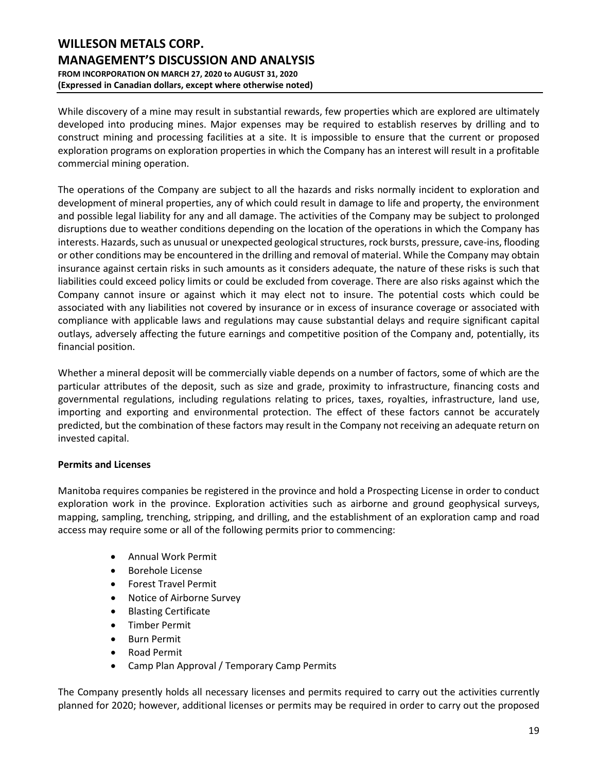While discovery of a mine may result in substantial rewards, few properties which are explored are ultimately developed into producing mines. Major expenses may be required to establish reserves by drilling and to construct mining and processing facilities at a site. It is impossible to ensure that the current or proposed exploration programs on exploration properties in which the Company has an interest will result in a profitable commercial mining operation.

The operations of the Company are subject to all the hazards and risks normally incident to exploration and development of mineral properties, any of which could result in damage to life and property, the environment and possible legal liability for any and all damage. The activities of the Company may be subject to prolonged disruptions due to weather conditions depending on the location of the operations in which the Company has interests. Hazards, such as unusual or unexpected geological structures, rock bursts, pressure, cave-ins, flooding or other conditions may be encountered in the drilling and removal of material. While the Company may obtain insurance against certain risks in such amounts as it considers adequate, the nature of these risks is such that liabilities could exceed policy limits or could be excluded from coverage. There are also risks against which the Company cannot insure or against which it may elect not to insure. The potential costs which could be associated with any liabilities not covered by insurance or in excess of insurance coverage or associated with compliance with applicable laws and regulations may cause substantial delays and require significant capital outlays, adversely affecting the future earnings and competitive position of the Company and, potentially, its financial position.

Whether a mineral deposit will be commercially viable depends on a number of factors, some of which are the particular attributes of the deposit, such as size and grade, proximity to infrastructure, financing costs and governmental regulations, including regulations relating to prices, taxes, royalties, infrastructure, land use, importing and exporting and environmental protection. The effect of these factors cannot be accurately predicted, but the combination of these factors may result in the Company not receiving an adequate return on invested capital.

**Permits and Licenses**

Manitoba requires companies be registered in the province and hold a Prospecting License in order to conduct exploration work in the province. Exploration activities such as airborne and ground geophysical surveys, mapping, sampling, trenching, stripping, and drilling, and the establishment of an exploration camp and road access may require some or all of the following permits prior to commencing:

- Annual Work Permit
- Borehole License
- Forest Travel Permit
- Notice of Airborne Survey
- Blasting Certificate
- Timber Permit
- Burn Permit
- Road Permit
- Camp Plan Approval / Temporary Camp Permits

The Company presently holds all necessary licenses and permits required to carry out the activities currently planned for 2020; however, additional licenses or permits may be required in order to carry out the proposed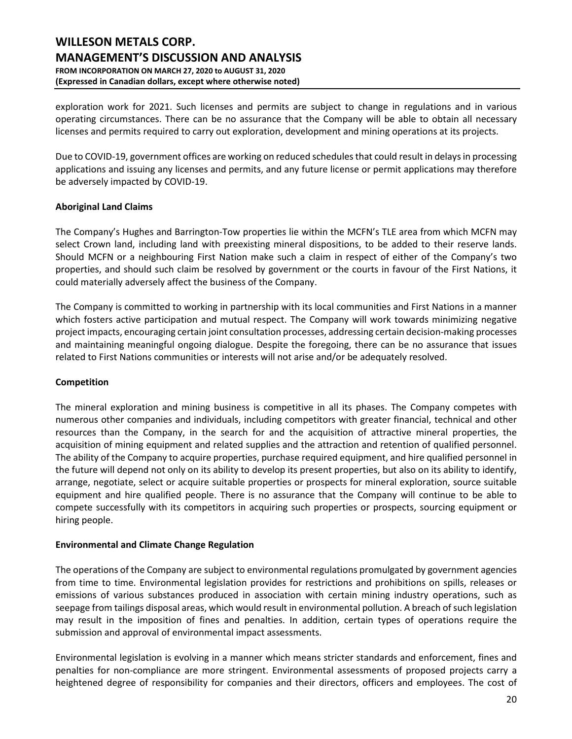exploration work for 2021. Such licenses and permits are subject to change in regulations and in various operating circumstances. There can be no assurance that the Company will be able to obtain all necessary licenses and permits required to carry out exploration, development and mining operations at its projects.

Due to COVID-19, government offices are working on reduced schedules that could result in delays in processing applications and issuing any licenses and permits, and any future license or permit applications may therefore be adversely impacted by COVID-19.

**Aboriginal Land Claims**

The Company's Hughes and Barrington-Tow properties lie within the MCFN's TLE area from which MCFN may select Crown land, including land with preexisting mineral dispositions, to be added to their reserve lands. Should MCFN or a neighbouring First Nation make such a claim in respect of either of the Company's two properties, and should such claim be resolved by government or the courts in favour of the First Nations, it could materially adversely affect the business of the Company.

The Company is committed to working in partnership with its local communities and First Nations in a manner which fosters active participation and mutual respect. The Company will work towards minimizing negative project impacts, encouraging certain joint consultation processes, addressing certain decision-making processes and maintaining meaningful ongoing dialogue. Despite the foregoing, there can be no assurance that issues related to First Nations communities or interests will not arise and/or be adequately resolved.

**Competition**

The mineral exploration and mining business is competitive in all its phases. The Company competes with numerous other companies and individuals, including competitors with greater financial, technical and other resources than the Company, in the search for and the acquisition of attractive mineral properties, the acquisition of mining equipment and related supplies and the attraction and retention of qualified personnel. The ability of the Company to acquire properties, purchase required equipment, and hire qualified personnel in the future will depend not only on its ability to develop its present properties, but also on its ability to identify, arrange, negotiate, select or acquire suitable properties or prospects for mineral exploration, source suitable equipment and hire qualified people. There is no assurance that the Company will continue to be able to compete successfully with its competitors in acquiring such properties or prospects, sourcing equipment or hiring people.

**Environmental and Climate Change Regulation**

The operations of the Company are subject to environmental regulations promulgated by government agencies from time to time. Environmental legislation provides for restrictions and prohibitions on spills, releases or emissions of various substances produced in association with certain mining industry operations, such as seepage from tailings disposal areas, which would result in environmental pollution. A breach of such legislation may result in the imposition of fines and penalties. In addition, certain types of operations require the submission and approval of environmental impact assessments.

Environmental legislation is evolving in a manner which means stricter standards and enforcement, fines and penalties for non-compliance are more stringent. Environmental assessments of proposed projects carry a heightened degree of responsibility for companies and their directors, officers and employees. The cost of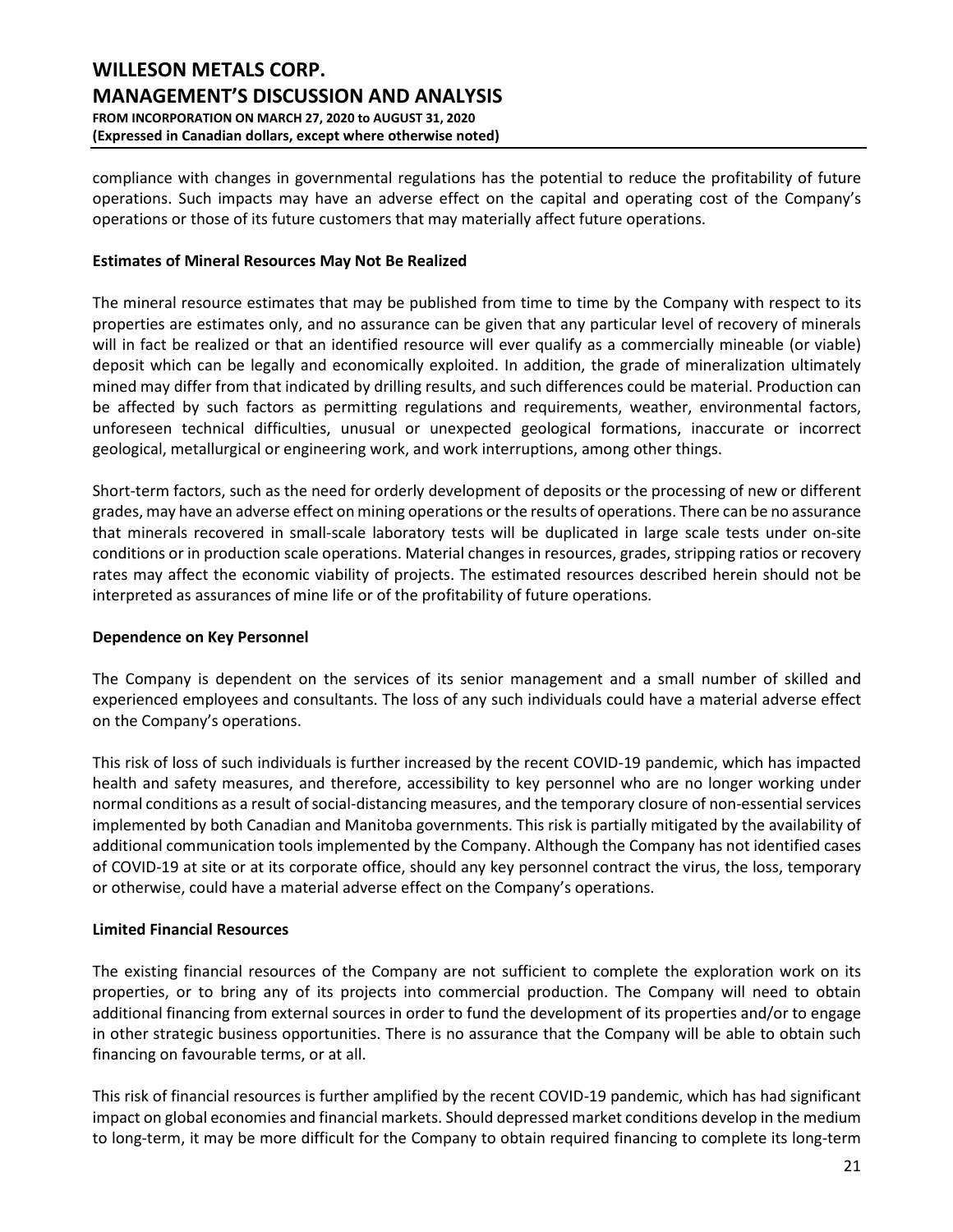compliance with changes in governmental regulations has the potential to reduce the profitability of future operations. Such impacts may have an adverse effect on the capital and operating cost of the Company's operations or those of its future customers that may materially affect future operations.

**Estimates of Mineral Resources May Not Be Realized**

The mineral resource estimates that may be published from time to time by the Company with respect to its properties are estimates only, and no assurance can be given that any particular level of recovery of minerals will in fact be realized or that an identified resource will ever qualify as a commercially mineable (or viable) deposit which can be legally and economically exploited. In addition, the grade of mineralization ultimately mined may differ from that indicated by drilling results, and such differences could be material. Production can be affected by such factors as permitting regulations and requirements, weather, environmental factors, unforeseen technical difficulties, unusual or unexpected geological formations, inaccurate or incorrect geological, metallurgical or engineering work, and work interruptions, among other things.

Short-term factors, such as the need for orderly development of deposits or the processing of new or different grades, may have an adverse effect on mining operations or the results of operations. There can be no assurance that minerals recovered in small-scale laboratory tests will be duplicated in large scale tests under on-site conditions or in production scale operations. Material changes in resources, grades, stripping ratios or recovery rates may affect the economic viability of projects. The estimated resources described herein should not be interpreted as assurances of mine life or of the profitability of future operations.

**Dependence on Key Personnel**

The Company is dependent on the services of its senior management and a small number of skilled and experienced employees and consultants. The loss of any such individuals could have a material adverse effect on the Company's operations.

This risk of loss of such individuals is further increased by the recent COVID-19 pandemic, which has impacted health and safety measures, and therefore, accessibility to key personnel who are no longer working under normal conditions as a result of social-distancing measures, and the temporary closure of non-essential services implemented by both Canadian and Manitoba governments. This risk is partially mitigated by the availability of additional communication tools implemented by the Company. Although the Company has not identified cases of COVID-19 at site or at its corporate office, should any key personnel contract the virus, the loss, temporary or otherwise, could have a material adverse effect on the Company's operations.

**Limited Financial Resources**

The existing financial resources of the Company are not sufficient to complete the exploration work on its properties, or to bring any of its projects into commercial production. The Company will need to obtain additional financing from external sources in order to fund the development of its properties and/or to engage in other strategic business opportunities. There is no assurance that the Company will be able to obtain such financing on favourable terms, or at all.

This risk of financial resources is further amplified by the recent COVID-19 pandemic, which has had significant impact on global economies and financial markets. Should depressed market conditions develop in the medium to long-term, it may be more difficult for the Company to obtain required financing to complete its long-term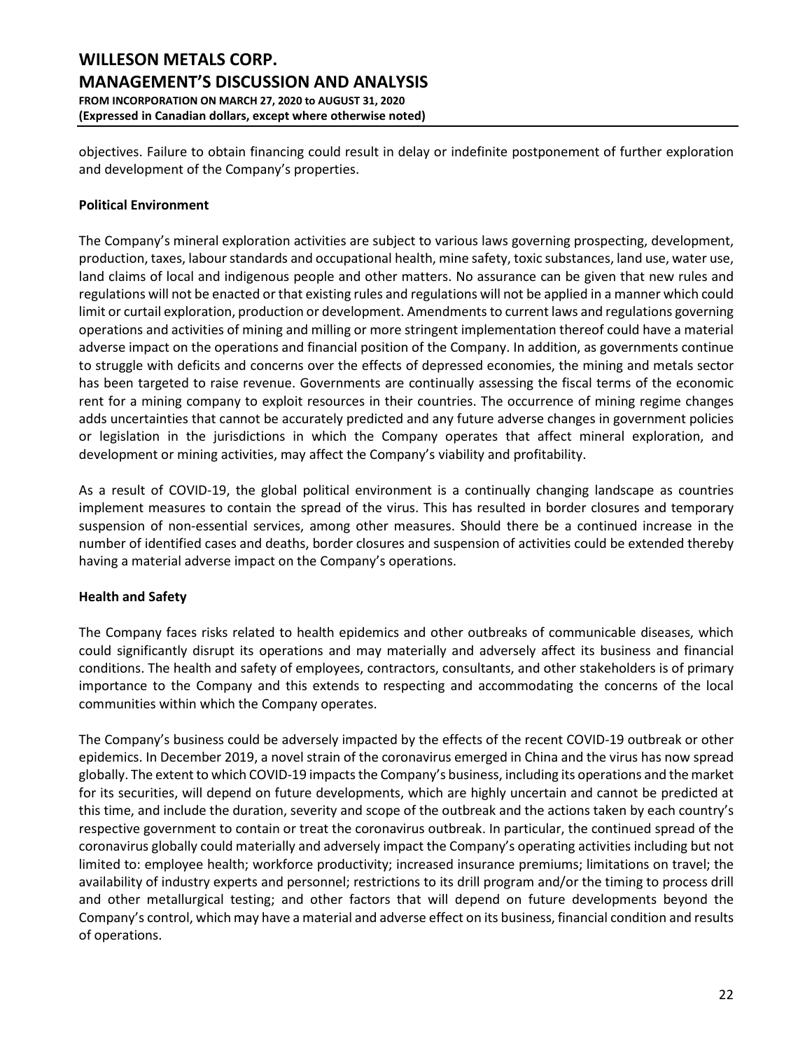objectives. Failure to obtain financing could result in delay or indefinite postponement of further exploration and development of the Company's properties.

**Political Environment**

The Company's mineral exploration activities are subject to various laws governing prospecting, development, production, taxes, labour standards and occupational health, mine safety, toxic substances, land use, water use, land claims of local and indigenous people and other matters. No assurance can be given that new rules and regulations will not be enacted or that existing rules and regulations will not be applied in a manner which could limit or curtail exploration, production or development. Amendments to current laws and regulations governing operations and activities of mining and milling or more stringent implementation thereof could have a material adverse impact on the operations and financial position of the Company. In addition, as governments continue to struggle with deficits and concerns over the effects of depressed economies, the mining and metals sector has been targeted to raise revenue. Governments are continually assessing the fiscal terms of the economic rent for a mining company to exploit resources in their countries. The occurrence of mining regime changes adds uncertainties that cannot be accurately predicted and any future adverse changes in government policies or legislation in the jurisdictions in which the Company operates that affect mineral exploration, and development or mining activities, may affect the Company's viability and profitability.

As a result of COVID-19, the global political environment is a continually changing landscape as countries implement measures to contain the spread of the virus. This has resulted in border closures and temporary suspension of non-essential services, among other measures. Should there be a continued increase in the number of identified cases and deaths, border closures and suspension of activities could be extended thereby having a material adverse impact on the Company's operations.

**Health and Safety**

The Company faces risks related to health epidemics and other outbreaks of communicable diseases, which could significantly disrupt its operations and may materially and adversely affect its business and financial conditions. The health and safety of employees, contractors, consultants, and other stakeholders is of primary importance to the Company and this extends to respecting and accommodating the concerns of the local communities within which the Company operates.

The Company's business could be adversely impacted by the effects of the recent COVID-19 outbreak or other epidemics. In December 2019, a novel strain of the coronavirus emerged in China and the virus has now spread globally. The extent to which COVID-19 impacts the Company's business, including its operations and the market for its securities, will depend on future developments, which are highly uncertain and cannot be predicted at this time, and include the duration, severity and scope of the outbreak and the actions taken by each country's respective government to contain or treat the coronavirus outbreak. In particular, the continued spread of the coronavirus globally could materially and adversely impact the Company's operating activities including but not limited to: employee health; workforce productivity; increased insurance premiums; limitations on travel; the availability of industry experts and personnel; restrictions to its drill program and/or the timing to process drill and other metallurgical testing; and other factors that will depend on future developments beyond the Company's control, which may have a material and adverse effect on its business, financial condition and results of operations.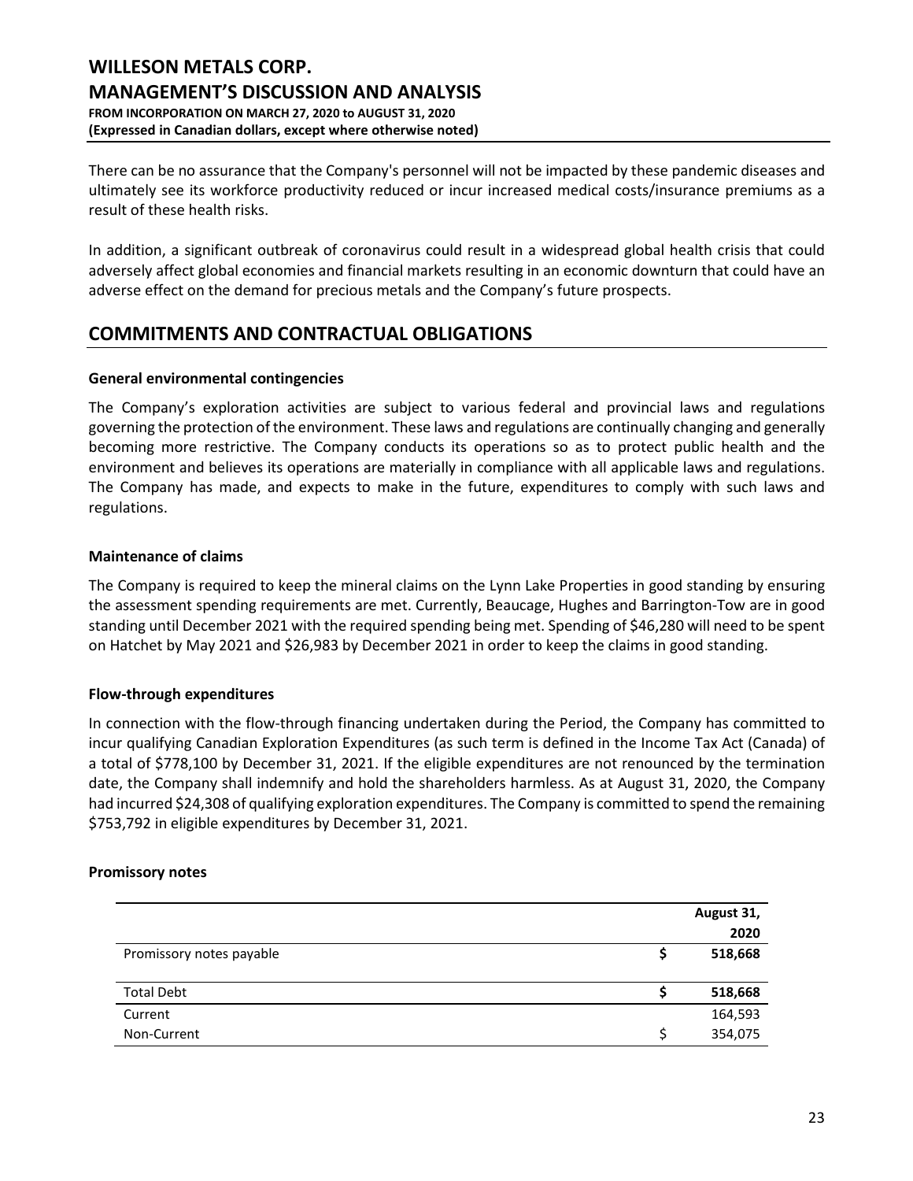There can be no assurance that the Company's personnel will not be impacted by these pandemic diseases and ultimately see its workforce productivity reduced or incur increased medical costs/insurance premiums as a result of these health risks.

In addition, a significant outbreak of coronavirus could result in a widespread global health crisis that could adversely affect global economies and financial markets resulting in an economic downturn that could have an adverse effect on the demand for precious metals and the Company's future prospects.

## COMMITMENTS AND CONTRACTUAL OBLIGATIONS

**General environmental contingencies**

The Company's exploration activities are subject to various federal and provincial laws and regulations governing the protection of the environment. These laws and regulations are continually changing and generally becoming more restrictive. The Company conducts its operations so as to protect public health and the environment and believes its operations are materially in compliance with all applicable laws and regulations. The Company has made, and expects to make in the future, expenditures to comply with such laws and regulations.

**Maintenance of claims**

The Company is required to keep the mineral claims on the Lynn Lake Properties in good standing by ensuring the assessment spending requirements are met. Currently, Beaucage, Hughes and Barrington-Tow are in good standing until December 2021 with the required spending being met. Spending of $46,280 will need to be spent on Hatchet by May 2021 and $26,983 by December 2021 in order to keep the claims in good standing.

**Flow-through expenditures**

In connection with the flow-through financing undertaken during the Period, the Company has committed to incur qualifying Canadian Exploration Expenditures (as such term is defined in the Income Tax Act (Canada) of a total of $778,100 by December 31, 2021. If the eligible expenditures are not renounced by the termination date, the Company shall indemnify and hold the shareholders harmless. As at August 31, 2020, the Company had incurred $24,308 of qualifying exploration expenditures. The Company is committed to spend the remaining $753,792 in eligible expenditures by December 31, 2021.

**Promissory notes**

| | August 31, 2020 |
|---|---|
| Promissory notes payable | **$ 518,668** |
| **Total Debt** | **$ 518,668** |
| Current | 164,593 |
| Non-Current | $ 354,075 |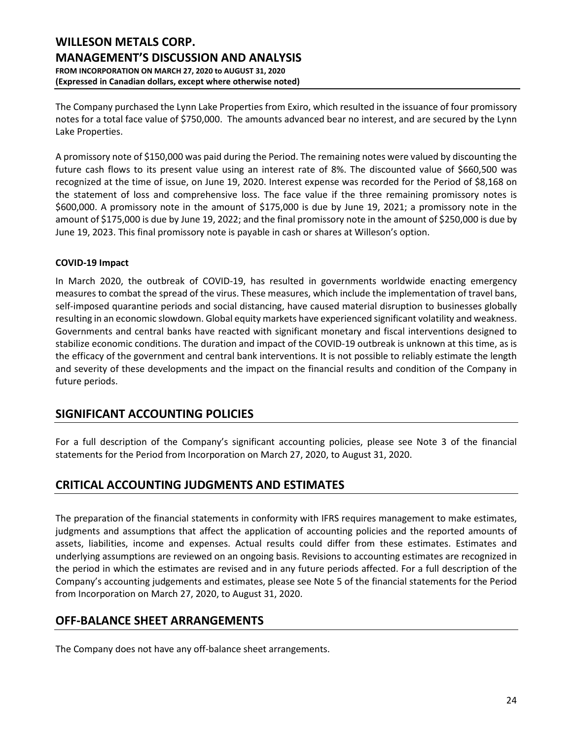The Company purchased the Lynn Lake Properties from Exiro, which resulted in the issuance of four promissory notes for a total face value of $750,000. The amounts advanced bear no interest, and are secured by the Lynn Lake Properties.

A promissory note of $150,000 was paid during the Period. The remaining notes were valued by discounting the future cash flows to its present value using an interest rate of 8%. The discounted value of $660,500 was recognized at the time of issue, on June 19, 2020. Interest expense was recorded for the Period of $8,168 on the statement of loss and comprehensive loss. The face value if the three remaining promissory notes is $600,000. A promissory note in the amount of $175,000 is due by June 19, 2021; a promissory note in the amount of $175,000 is due by June 19, 2022; and the final promissory note in the amount of $250,000 is due by June 19, 2023. This final promissory note is payable in cash or shares at Willeson's option.

**COVID-19 Impact**

In March 2020, the outbreak of COVID-19, has resulted in governments worldwide enacting emergency measures to combat the spread of the virus. These measures, which include the implementation of travel bans, self-imposed quarantine periods and social distancing, have caused material disruption to businesses globally resulting in an economic slowdown. Global equity markets have experienced significant volatility and weakness. Governments and central banks have reacted with significant monetary and fiscal interventions designed to stabilize economic conditions. The duration and impact of the COVID-19 outbreak is unknown at this time, as is the efficacy of the government and central bank interventions. It is not possible to reliably estimate the length and severity of these developments and the impact on the financial results and condition of the Company in future periods.

## SIGNIFICANT ACCOUNTING POLICIES

For a full description of the Company's significant accounting policies, please see Note 3 of the financial statements for the Period from Incorporation on March 27, 2020, to August 31, 2020.

## CRITICAL ACCOUNTING JUDGMENTS AND ESTIMATES

The preparation of the financial statements in conformity with IFRS requires management to make estimates, judgments and assumptions that affect the application of accounting policies and the reported amounts of assets, liabilities, income and expenses. Actual results could differ from these estimates. Estimates and underlying assumptions are reviewed on an ongoing basis. Revisions to accounting estimates are recognized in the period in which the estimates are revised and in any future periods affected. For a full description of the Company's accounting judgements and estimates, please see Note 5 of the financial statements for the Period from Incorporation on March 27, 2020, to August 31, 2020.

## OFF-BALANCE SHEET ARRANGEMENTS

The Company does not have any off-balance sheet arrangements.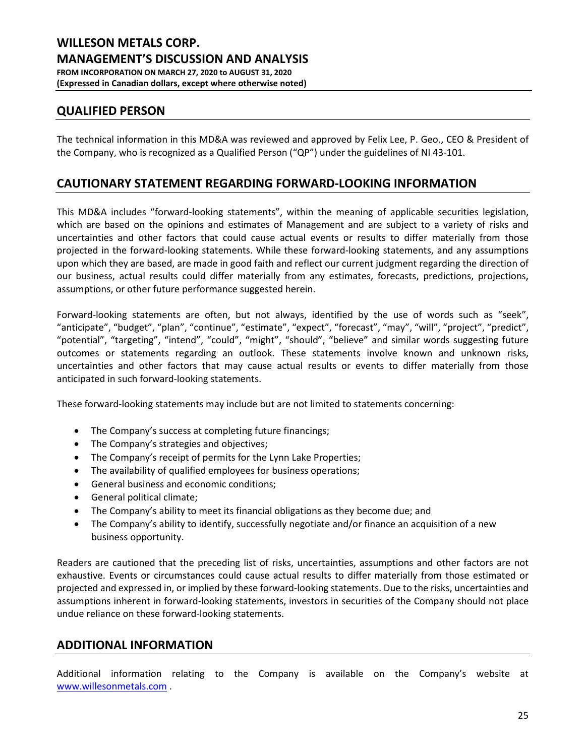## QUALIFIED PERSON

The technical information in this MD&A was reviewed and approved by Felix Lee, P. Geo., CEO & President of the Company, who is recognized as a Qualified Person ("QP") under the guidelines of NI 43-101.

## CAUTIONARY STATEMENT REGARDING FORWARD-LOOKING INFORMATION

This MD&A includes "forward-looking statements", within the meaning of applicable securities legislation, which are based on the opinions and estimates of Management and are subject to a variety of risks and uncertainties and other factors that could cause actual events or results to differ materially from those projected in the forward-looking statements. While these forward-looking statements, and any assumptions upon which they are based, are made in good faith and reflect our current judgment regarding the direction of our business, actual results could differ materially from any estimates, forecasts, predictions, projections, assumptions, or other future performance suggested herein.

Forward-looking statements are often, but not always, identified by the use of words such as "seek", "anticipate", "budget", "plan", "continue", "estimate", "expect", "forecast", "may", "will", "project", "predict", "potential", "targeting", "intend", "could", "might", "should", "believe" and similar words suggesting future outcomes or statements regarding an outlook. These statements involve known and unknown risks, uncertainties and other factors that may cause actual results or events to differ materially from those anticipated in such forward-looking statements.

These forward-looking statements may include but are not limited to statements concerning:

- The Company's success at completing future financings;
- The Company's strategies and objectives;
- The Company's receipt of permits for the Lynn Lake Properties;
- The availability of qualified employees for business operations;
- General business and economic conditions;
- General political climate;
- The Company's ability to meet its financial obligations as they become due; and
- The Company's ability to identify, successfully negotiate and/or finance an acquisition of a new business opportunity.

Readers are cautioned that the preceding list of risks, uncertainties, assumptions and other factors are not exhaustive. Events or circumstances could cause actual results to differ materially from those estimated or projected and expressed in, or implied by these forward-looking statements. Due to the risks, uncertainties and assumptions inherent in forward-looking statements, investors in securities of the Company should not place undue reliance on these forward-looking statements.

## ADDITIONAL INFORMATION

Additional information relating to the Company is available on the Company's website at www.willesonmetals.com .